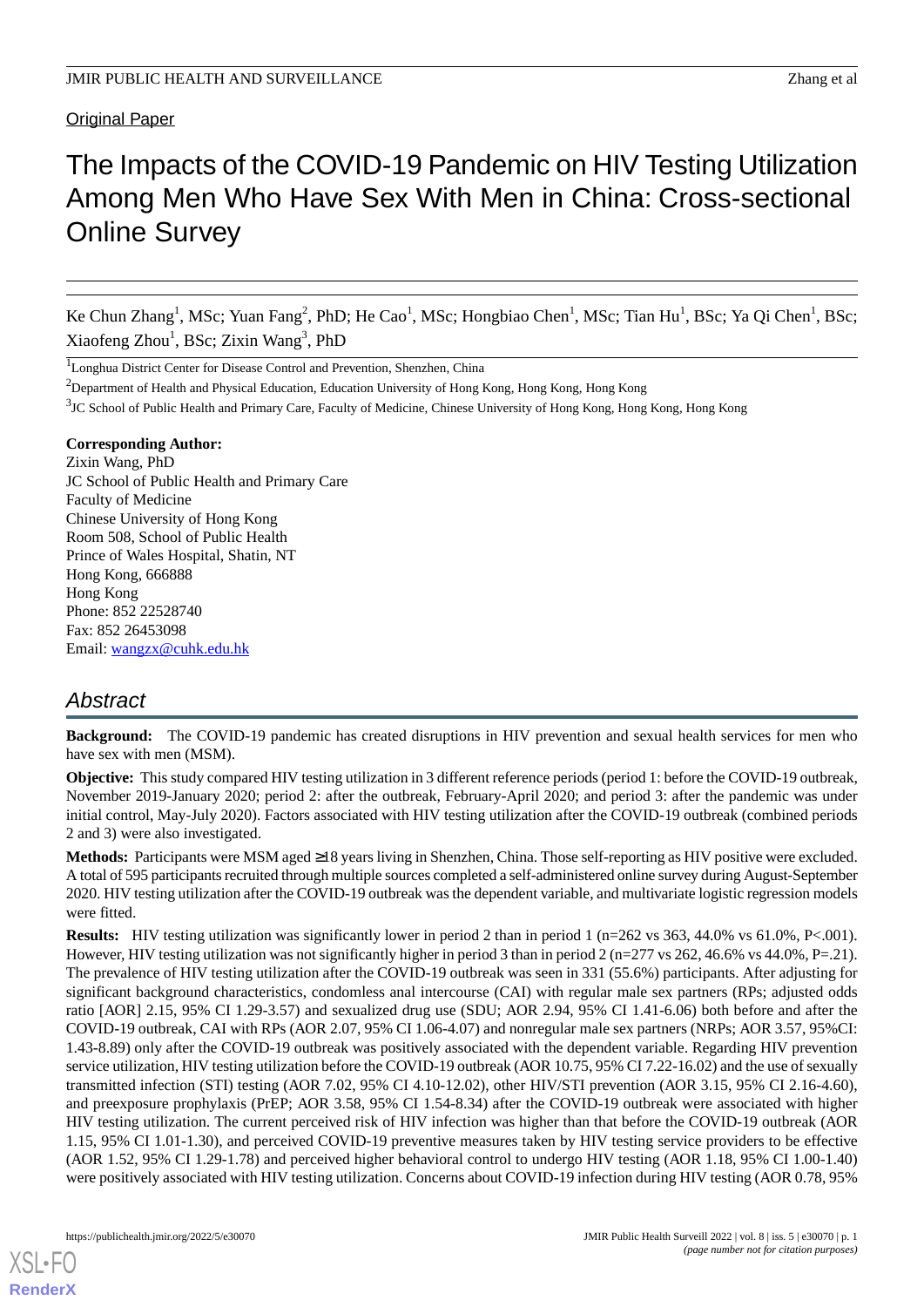Original Paper

# The Impacts of the COVID-19 Pandemic on HIV Testing Utilization Among Men Who Have Sex With Men in China: Cross-sectional Online Survey

Ke Chun Zhang[1], MSc; Yuan Fang[2], PhD; He Cao[1], MSc; Hongbiao Chen[1], MSc; Tian Hu[1], BSc; Ya Qi Chen[1], BSc; Xiaofeng Zhou[1], BSc; Zixin Wang[3], PhD

[1]Longhua District Center for Disease Control and Prevention, Shenzhen, China

[2]Department of Health and Physical Education, Education University of Hong Kong, Hong Kong, Hong Kong

[3]JC School of Public Health and Primary Care, Faculty of Medicine, Chinese University of Hong Kong, Hong Kong, Hong Kong

**Corresponding Author:**
Zixin Wang, PhD
JC School of Public Health and Primary Care
Faculty of Medicine
Chinese University of Hong Kong
Room 508, School of Public Health
Prince of Wales Hospital, Shatin, NT
Hong Kong, 666888
Hong Kong
Phone: 852 22528740
Fax: 852 26453098
Email: wangzx@cuhk.edu.hk

## Abstract

**Background:** The COVID-19 pandemic has created disruptions in HIV prevention and sexual health services for men who have sex with men (MSM).

**Objective:** This study compared HIV testing utilization in 3 different reference periods (period 1: before the COVID-19 outbreak, November 2019-January 2020; period 2: after the outbreak, February-April 2020; and period 3: after the pandemic was under initial control, May-July 2020). Factors associated with HIV testing utilization after the COVID-19 outbreak (combined periods 2 and 3) were also investigated.

**Methods:** Participants were MSM aged ≥18 years living in Shenzhen, China. Those self-reporting as HIV positive were excluded. A total of 595 participants recruited through multiple sources completed a self-administered online survey during August-September 2020. HIV testing utilization after the COVID-19 outbreak was the dependent variable, and multivariate logistic regression models were fitted.

**Results:** HIV testing utilization was significantly lower in period 2 than in period 1 (n=262 vs 363, 44.0% vs 61.0%, P<.001). However, HIV testing utilization was not significantly higher in period 3 than in period 2 (n=277 vs 262, 46.6% vs 44.0%, P=.21). The prevalence of HIV testing utilization after the COVID-19 outbreak was seen in 331 (55.6%) participants. After adjusting for significant background characteristics, condomless anal intercourse (CAI) with regular male sex partners (RPs; adjusted odds ratio [AOR] 2.15, 95% CI 1.29-3.57) and sexualized drug use (SDU; AOR 2.94, 95% CI 1.41-6.06) both before and after the COVID-19 outbreak, CAI with RPs (AOR 2.07, 95% CI 1.06-4.07) and nonregular male sex partners (NRPs; AOR 3.57, 95%CI: 1.43-8.89) only after the COVID-19 outbreak was positively associated with the dependent variable. Regarding HIV prevention service utilization, HIV testing utilization before the COVID-19 outbreak (AOR 10.75, 95% CI 7.22-16.02) and the use of sexually transmitted infection (STI) testing (AOR 7.02, 95% CI 4.10-12.02), other HIV/STI prevention (AOR 3.15, 95% CI 2.16-4.60), and preexposure prophylaxis (PrEP; AOR 3.58, 95% CI 1.54-8.34) after the COVID-19 outbreak were associated with higher HIV testing utilization. The current perceived risk of HIV infection was higher than that before the COVID-19 outbreak (AOR 1.15, 95% CI 1.01-1.30), and perceived COVID-19 preventive measures taken by HIV testing service providers to be effective (AOR 1.52, 95% CI 1.29-1.78) and perceived higher behavioral control to undergo HIV testing (AOR 1.18, 95% CI 1.00-1.40) were positively associated with HIV testing utilization. Concerns about COVID-19 infection during HIV testing (AOR 0.78, 95%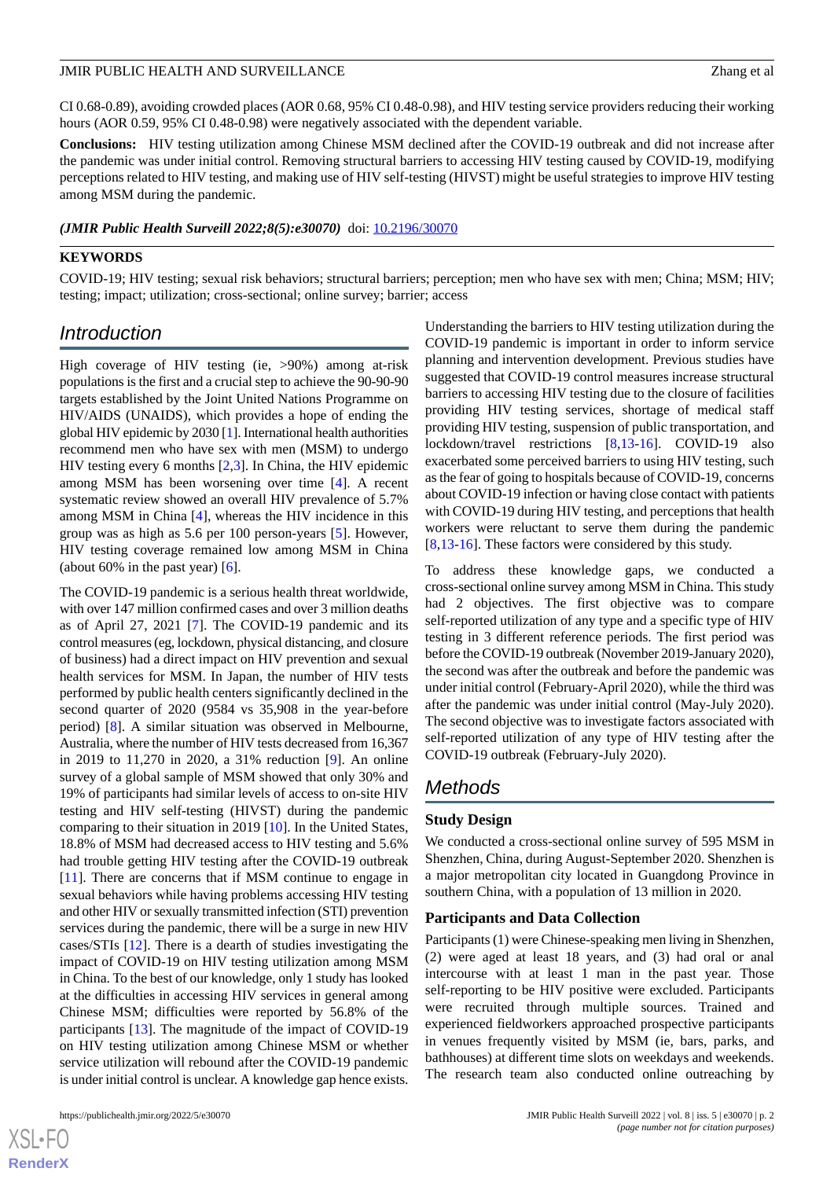CI 0.68-0.89), avoiding crowded places (AOR 0.68, 95% CI 0.48-0.98), and HIV testing service providers reducing their working hours (AOR 0.59, 95% CI 0.48-0.98) were negatively associated with the dependent variable.

**Conclusions:** HIV testing utilization among Chinese MSM declined after the COVID-19 outbreak and did not increase after the pandemic was under initial control. Removing structural barriers to accessing HIV testing caused by COVID-19, modifying perceptions related to HIV testing, and making use of HIV self-testing (HIVST) might be useful strategies to improve HIV testing among MSM during the pandemic.

***(JMIR Public Health Surveill 2022;8(5):e30070)*** doi: 10.2196/30070

**KEYWORDS**

COVID-19; HIV testing; sexual risk behaviors; structural barriers; perception; men who have sex with men; China; MSM; HIV; testing; impact; utilization; cross-sectional; online survey; barrier; access

## Introduction

High coverage of HIV testing (ie, >90%) among at-risk populations is the first and a crucial step to achieve the 90-90-90 targets established by the Joint United Nations Programme on HIV/AIDS (UNAIDS), which provides a hope of ending the global HIV epidemic by 2030 [1]. International health authorities recommend men who have sex with men (MSM) to undergo HIV testing every 6 months [2,3]. In China, the HIV epidemic among MSM has been worsening over time [4]. A recent systematic review showed an overall HIV prevalence of 5.7% among MSM in China [4], whereas the HIV incidence in this group was as high as 5.6 per 100 person-years [5]. However, HIV testing coverage remained low among MSM in China (about 60% in the past year) [6].

The COVID-19 pandemic is a serious health threat worldwide, with over 147 million confirmed cases and over 3 million deaths as of April 27, 2021 [7]. The COVID-19 pandemic and its control measures (eg, lockdown, physical distancing, and closure of business) had a direct impact on HIV prevention and sexual health services for MSM. In Japan, the number of HIV tests performed by public health centers significantly declined in the second quarter of 2020 (9584 vs 35,908 in the year-before period) [8]. A similar situation was observed in Melbourne, Australia, where the number of HIV tests decreased from 16,367 in 2019 to 11,270 in 2020, a 31% reduction [9]. An online survey of a global sample of MSM showed that only 30% and 19% of participants had similar levels of access to on-site HIV testing and HIV self-testing (HIVST) during the pandemic comparing to their situation in 2019 [10]. In the United States, 18.8% of MSM had decreased access to HIV testing and 5.6% had trouble getting HIV testing after the COVID-19 outbreak [11]. There are concerns that if MSM continue to engage in sexual behaviors while having problems accessing HIV testing and other HIV or sexually transmitted infection (STI) prevention services during the pandemic, there will be a surge in new HIV cases/STIs [12]. There is a dearth of studies investigating the impact of COVID-19 on HIV testing utilization among MSM in China. To the best of our knowledge, only 1 study has looked at the difficulties in accessing HIV services in general among Chinese MSM; difficulties were reported by 56.8% of the participants [13]. The magnitude of the impact of COVID-19 on HIV testing utilization among Chinese MSM or whether service utilization will rebound after the COVID-19 pandemic is under initial control is unclear. A knowledge gap hence exists.

Understanding the barriers to HIV testing utilization during the COVID-19 pandemic is important in order to inform service planning and intervention development. Previous studies have suggested that COVID-19 control measures increase structural barriers to accessing HIV testing due to the closure of facilities providing HIV testing services, shortage of medical staff providing HIV testing, suspension of public transportation, and lockdown/travel restrictions [8,13-16]. COVID-19 also exacerbated some perceived barriers to using HIV testing, such as the fear of going to hospitals because of COVID-19, concerns about COVID-19 infection or having close contact with patients with COVID-19 during HIV testing, and perceptions that health workers were reluctant to serve them during the pandemic [8,13-16]. These factors were considered by this study.

To address these knowledge gaps, we conducted a cross-sectional online survey among MSM in China. This study had 2 objectives. The first objective was to compare self-reported utilization of any type and a specific type of HIV testing in 3 different reference periods. The first period was before the COVID-19 outbreak (November 2019-January 2020), the second was after the outbreak and before the pandemic was under initial control (February-April 2020), while the third was after the pandemic was under initial control (May-July 2020). The second objective was to investigate factors associated with self-reported utilization of any type of HIV testing after the COVID-19 outbreak (February-July 2020).

## Methods

### Study Design

We conducted a cross-sectional online survey of 595 MSM in Shenzhen, China, during August-September 2020. Shenzhen is a major metropolitan city located in Guangdong Province in southern China, with a population of 13 million in 2020.

### Participants and Data Collection

Participants (1) were Chinese-speaking men living in Shenzhen, (2) were aged at least 18 years, and (3) had oral or anal intercourse with at least 1 man in the past year. Those self-reporting to be HIV positive were excluded. Participants were recruited through multiple sources. Trained and experienced fieldworkers approached prospective participants in venues frequently visited by MSM (ie, bars, parks, and bathhouses) at different time slots on weekdays and weekends. The research team also conducted online outreaching by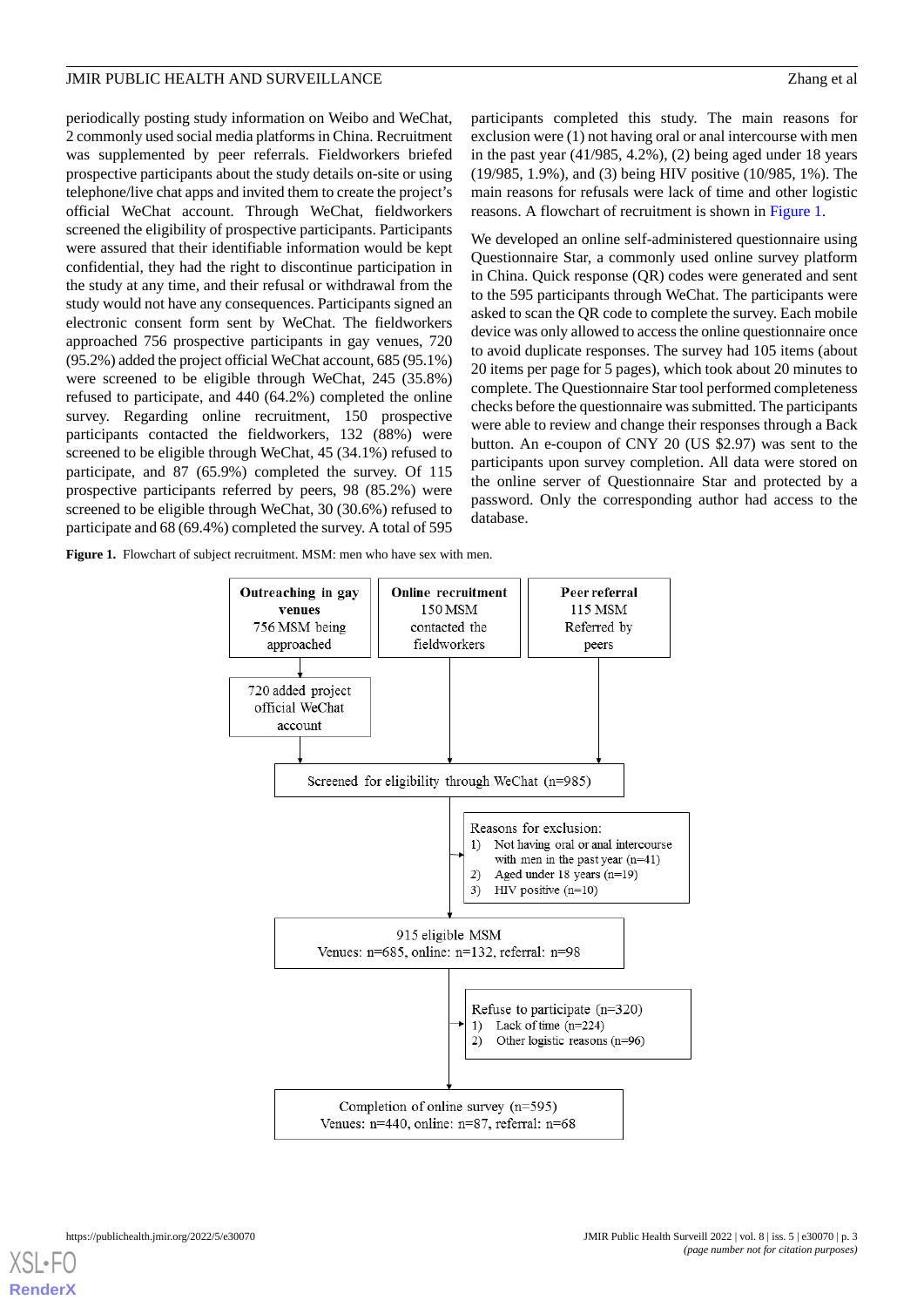periodically posting study information on Weibo and WeChat, 2 commonly used social media platforms in China. Recruitment was supplemented by peer referrals. Fieldworkers briefed prospective participants about the study details on-site or using telephone/live chat apps and invited them to create the project's official WeChat account. Through WeChat, fieldworkers screened the eligibility of prospective participants. Participants were assured that their identifiable information would be kept confidential, they had the right to discontinue participation in the study at any time, and their refusal or withdrawal from the study would not have any consequences. Participants signed an electronic consent form sent by WeChat. The fieldworkers approached 756 prospective participants in gay venues, 720 (95.2%) added the project official WeChat account, 685 (95.1%) were screened to be eligible through WeChat, 245 (35.8%) refused to participate, and 440 (64.2%) completed the online survey. Regarding online recruitment, 150 prospective participants contacted the fieldworkers, 132 (88%) were screened to be eligible through WeChat, 45 (34.1%) refused to participate, and 87 (65.9%) completed the survey. Of 115 prospective participants referred by peers, 98 (85.2%) were screened to be eligible through WeChat, 30 (30.6%) refused to participate and 68 (69.4%) completed the survey. A total of 595 participants completed this study. The main reasons for exclusion were (1) not having oral or anal intercourse with men in the past year (41/985, 4.2%), (2) being aged under 18 years (19/985, 1.9%), and (3) being HIV positive (10/985, 1%). The main reasons for refusals were lack of time and other logistic reasons. A flowchart of recruitment is shown in Figure 1.

We developed an online self-administered questionnaire using Questionnaire Star, a commonly used online survey platform in China. Quick response (QR) codes were generated and sent to the 595 participants through WeChat. The participants were asked to scan the QR code to complete the survey. Each mobile device was only allowed to access the online questionnaire once to avoid duplicate responses. The survey had 105 items (about 20 items per page for 5 pages), which took about 20 minutes to complete. The Questionnaire Star tool performed completeness checks before the questionnaire was submitted. The participants were able to review and change their responses through a Back button. An e-coupon of CNY 20 (US $2.97) was sent to the participants upon survey completion. All data were stored on the online server of Questionnaire Star and protected by a password. Only the corresponding author had access to the database.

**Figure 1.** Flowchart of subject recruitment. MSM: men who have sex with men.

**Outreaching in gay venues**: 756 MSM being approached → 720 added project official WeChat account

**Online recruitment**: 150 MSM contacted the fieldworkers

**Peer referral**: 115 MSM Referred by peers

Screened for eligibility through WeChat (n=985)

Reasons for exclusion:
1) Not having oral or anal intercourse with men in the past year (n=41)
2) Aged under 18 years (n=19)
3) HIV positive (n=10)

915 eligible MSM
Venues: n=685, online: n=132, referral: n=98

Refuse to participate (n=320)
1) Lack of time (n=224)
2) Other logistic reasons (n=96)

Completion of online survey (n=595)
Venues: n=440, online: n=87, referral: n=68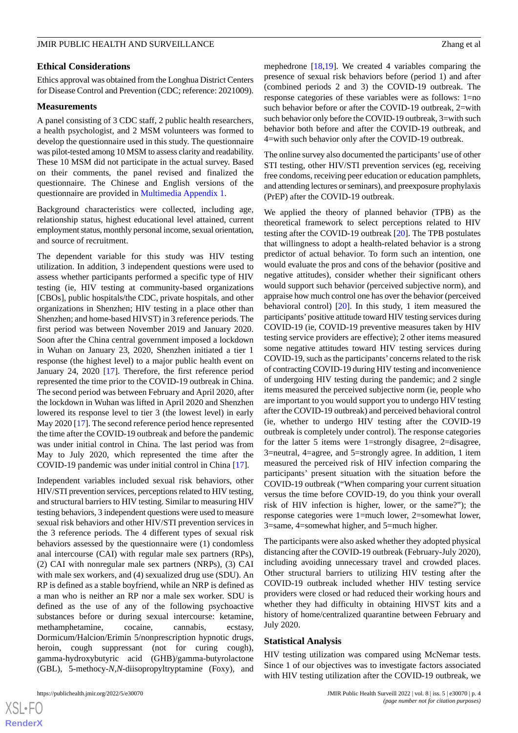### Ethical Considerations

Ethics approval was obtained from the Longhua District Centers for Disease Control and Prevention (CDC; reference: 2021009).

### Measurements

A panel consisting of 3 CDC staff, 2 public health researchers, a health psychologist, and 2 MSM volunteers was formed to develop the questionnaire used in this study. The questionnaire was pilot-tested among 10 MSM to assess clarity and readability. These 10 MSM did not participate in the actual survey. Based on their comments, the panel revised and finalized the questionnaire. The Chinese and English versions of the questionnaire are provided in Multimedia Appendix 1.

Background characteristics were collected, including age, relationship status, highest educational level attained, current employment status, monthly personal income, sexual orientation, and source of recruitment.

The dependent variable for this study was HIV testing utilization. In addition, 3 independent questions were used to assess whether participants performed a specific type of HIV testing (ie, HIV testing at community-based organizations [CBOs], public hospitals/the CDC, private hospitals, and other organizations in Shenzhen; HIV testing in a place other than Shenzhen; and home-based HIVST) in 3 reference periods. The first period was between November 2019 and January 2020. Soon after the China central government imposed a lockdown in Wuhan on January 23, 2020, Shenzhen initiated a tier 1 response (the highest level) to a major public health event on January 24, 2020 [17]. Therefore, the first reference period represented the time prior to the COVID-19 outbreak in China. The second period was between February and April 2020, after the lockdown in Wuhan was lifted in April 2020 and Shenzhen lowered its response level to tier 3 (the lowest level) in early May 2020 [17]. The second reference period hence represented the time after the COVID-19 outbreak and before the pandemic was under initial control in China. The last period was from May to July 2020, which represented the time after the COVID-19 pandemic was under initial control in China [17].

Independent variables included sexual risk behaviors, other HIV/STI prevention services, perceptions related to HIV testing, and structural barriers to HIV testing. Similar to measuring HIV testing behaviors, 3 independent questions were used to measure sexual risk behaviors and other HIV/STI prevention services in the 3 reference periods. The 4 different types of sexual risk behaviors assessed by the questionnaire were (1) condomless anal intercourse (CAI) with regular male sex partners (RPs), (2) CAI with nonregular male sex partners (NRPs), (3) CAI with male sex workers, and (4) sexualized drug use (SDU). An RP is defined as a stable boyfriend, while an NRP is defined as a man who is neither an RP nor a male sex worker. SDU is defined as the use of any of the following psychoactive substances before or during sexual intercourse: ketamine, methamphetamine, cocaine, cannabis, ecstasy, Dormicum/Halcion/Erimin 5/nonprescription hypnotic drugs, heroin, cough suppressant (not for curing cough), gamma-hydroxybutyric acid (GHB)/gamma-butyrolactone (GBL), 5-methocy-*N*,*N*-diisopropyltryptamine (Foxy), and mephedrone [18,19]. We created 4 variables comparing the presence of sexual risk behaviors before (period 1) and after (combined periods 2 and 3) the COVID-19 outbreak. The response categories of these variables were as follows: 1=no such behavior before or after the COVID-19 outbreak, 2=with such behavior only before the COVID-19 outbreak, 3=with such behavior both before and after the COVID-19 outbreak, and 4=with such behavior only after the COVID-19 outbreak.

The online survey also documented the participants' use of other STI testing, other HIV/STI prevention services (eg, receiving free condoms, receiving peer education or education pamphlets, and attending lectures or seminars), and preexposure prophylaxis (PrEP) after the COVID-19 outbreak.

We applied the theory of planned behavior (TPB) as the theoretical framework to select perceptions related to HIV testing after the COVID-19 outbreak [20]. The TPB postulates that willingness to adopt a health-related behavior is a strong predictor of actual behavior. To form such an intention, one would evaluate the pros and cons of the behavior (positive and negative attitudes), consider whether their significant others would support such behavior (perceived subjective norm), and appraise how much control one has over the behavior (perceived behavioral control) [20]. In this study, 1 item measured the participants' positive attitude toward HIV testing services during COVID-19 (ie, COVID-19 preventive measures taken by HIV testing service providers are effective); 2 other items measured some negative attitudes toward HIV testing services during COVID-19, such as the participants' concerns related to the risk of contracting COVID-19 during HIV testing and inconvenience of undergoing HIV testing during the pandemic; and 2 single items measured the perceived subjective norm (ie, people who are important to you would support you to undergo HIV testing after the COVID-19 outbreak) and perceived behavioral control (ie, whether to undergo HIV testing after the COVID-19 outbreak is completely under control). The response categories for the latter 5 items were 1=strongly disagree, 2=disagree, 3=neutral, 4=agree, and 5=strongly agree. In addition, 1 item measured the perceived risk of HIV infection comparing the participants' present situation with the situation before the COVID-19 outbreak ("When comparing your current situation versus the time before COVID-19, do you think your overall risk of HIV infection is higher, lower, or the same?"); the response categories were 1=much lower, 2=somewhat lower, 3=same, 4=somewhat higher, and 5=much higher.

The participants were also asked whether they adopted physical distancing after the COVID-19 outbreak (February-July 2020), including avoiding unnecessary travel and crowded places. Other structural barriers to utilizing HIV testing after the COVID-19 outbreak included whether HIV testing service providers were closed or had reduced their working hours and whether they had difficulty in obtaining HIVST kits and a history of home/centralized quarantine between February and July 2020.

### Statistical Analysis

HIV testing utilization was compared using McNemar tests. Since 1 of our objectives was to investigate factors associated with HIV testing utilization after the COVID-19 outbreak, we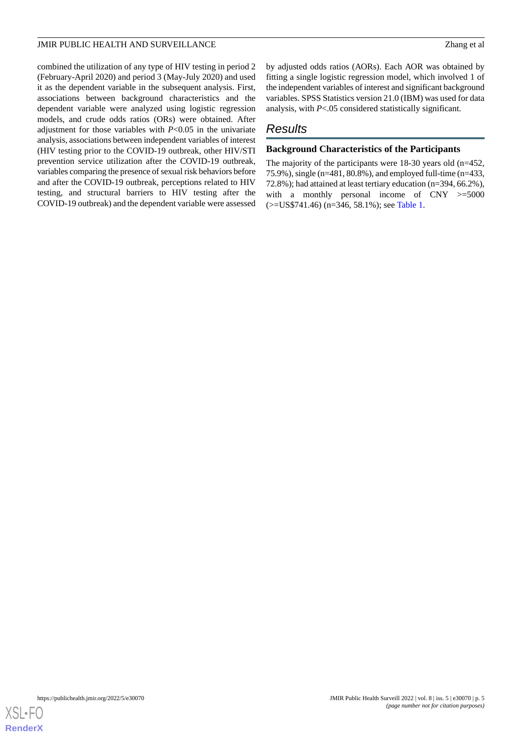combined the utilization of any type of HIV testing in period 2 (February-April 2020) and period 3 (May-July 2020) and used it as the dependent variable in the subsequent analysis. First, associations between background characteristics and the dependent variable were analyzed using logistic regression models, and crude odds ratios (ORs) were obtained. After adjustment for those variables with $P<0.05$ in the univariate analysis, associations between independent variables of interest (HIV testing prior to the COVID-19 outbreak, other HIV/STI prevention service utilization after the COVID-19 outbreak, variables comparing the presence of sexual risk behaviors before and after the COVID-19 outbreak, perceptions related to HIV testing, and structural barriers to HIV testing after the COVID-19 outbreak) and the dependent variable were assessed by adjusted odds ratios (AORs). Each AOR was obtained by fitting a single logistic regression model, which involved 1 of the independent variables of interest and significant background variables. SPSS Statistics version 21.0 (IBM) was used for data analysis, with $P<.05$ considered statistically significant.

## Results

### Background Characteristics of the Participants

The majority of the participants were 18-30 years old (n=452, 75.9%), single (n=481, 80.8%), and employed full-time (n=433, 72.8%); had attained at least tertiary education (n=394, 66.2%), with a monthly personal income of CNY >=5000 (>=US$741.46) (n=346, 58.1%); see Table 1.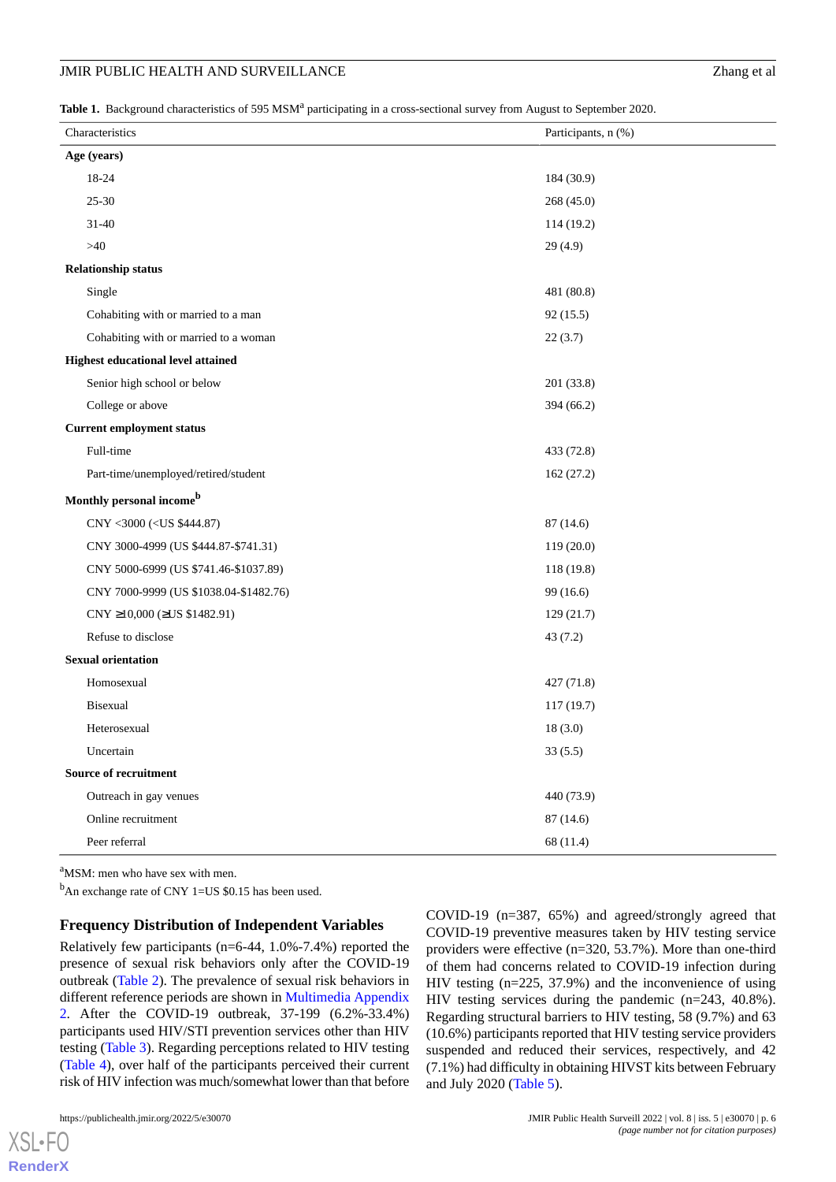**Table 1.** Background characteristics of 595 MSM[a] participating in a cross-sectional survey from August to September 2020.

| Characteristics | Participants, n (%) |
|---|---|
| **Age (years)** | |
| 18-24 | 184 (30.9) |
| 25-30 | 268 (45.0) |
| 31-40 | 114 (19.2) |
| >40 | 29 (4.9) |
| **Relationship status** | |
| Single | 481 (80.8) |
| Cohabiting with or married to a man | 92 (15.5) |
| Cohabiting with or married to a woman | 22 (3.7) |
| **Highest educational level attained** | |
| Senior high school or below | 201 (33.8) |
| College or above | 394 (66.2) |
| **Current employment status** | |
| Full-time | 433 (72.8) |
| Part-time/unemployed/retired/student | 162 (27.2) |
| **Monthly personal income**[b] | |
| CNY <3000 (<US $444.87) | 87 (14.6) |
| CNY 3000-4999 (US $444.87-$741.31) | 119 (20.0) |
| CNY 5000-6999 (US $741.46-$1037.89) | 118 (19.8) |
| CNY 7000-9999 (US $1038.04-$1482.76) | 99 (16.6) |
| CNY ≥10,000 (≥US $1482.91) | 129 (21.7) |
| Refuse to disclose | 43 (7.2) |
| **Sexual orientation** | |
| Homosexual | 427 (71.8) |
| Bisexual | 117 (19.7) |
| Heterosexual | 18 (3.0) |
| Uncertain | 33 (5.5) |
| **Source of recruitment** | |
| Outreach in gay venues | 440 (73.9) |
| Online recruitment | 87 (14.6) |
| Peer referral | 68 (11.4) |

[a]MSM: men who have sex with men.

[b]An exchange rate of CNY 1=US $0.15 has been used.

### Frequency Distribution of Independent Variables

Relatively few participants (n=6-44, 1.0%-7.4%) reported the presence of sexual risk behaviors only after the COVID-19 outbreak (Table 2). The prevalence of sexual risk behaviors in different reference periods are shown in Multimedia Appendix 2. After the COVID-19 outbreak, 37-199 (6.2%-33.4%) participants used HIV/STI prevention services other than HIV testing (Table 3). Regarding perceptions related to HIV testing (Table 4), over half of the participants perceived their current risk of HIV infection was much/somewhat lower than that before COVID-19 (n=387, 65%) and agreed/strongly agreed that COVID-19 preventive measures taken by HIV testing service providers were effective (n=320, 53.7%). More than one-third of them had concerns related to COVID-19 infection during HIV testing (n=225, 37.9%) and the inconvenience of using HIV testing services during the pandemic (n=243, 40.8%). Regarding structural barriers to HIV testing, 58 (9.7%) and 63 (10.6%) participants reported that HIV testing service providers suspended and reduced their services, respectively, and 42 (7.1%) had difficulty in obtaining HIVST kits between February and July 2020 (Table 5).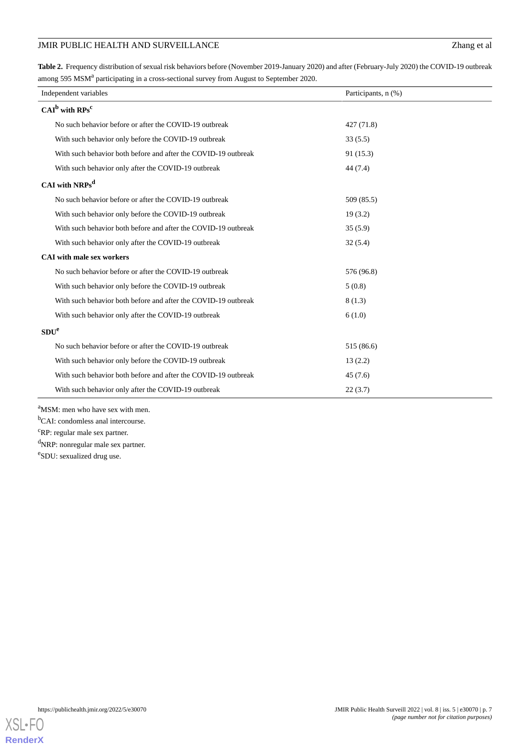**Table 2.** Frequency distribution of sexual risk behaviors before (November 2019-January 2020) and after (February-July 2020) the COVID-19 outbreak among 595 MSM[a] participating in a cross-sectional survey from August to September 2020.

| Independent variables | Participants, n (%) |
|---|---|
| **CAI[b] with RPs[c]** | |
| No such behavior before or after the COVID-19 outbreak | 427 (71.8) |
| With such behavior only before the COVID-19 outbreak | 33 (5.5) |
| With such behavior both before and after the COVID-19 outbreak | 91 (15.3) |
| With such behavior only after the COVID-19 outbreak | 44 (7.4) |
| **CAI with NRPs[d]** | |
| No such behavior before or after the COVID-19 outbreak | 509 (85.5) |
| With such behavior only before the COVID-19 outbreak | 19 (3.2) |
| With such behavior both before and after the COVID-19 outbreak | 35 (5.9) |
| With such behavior only after the COVID-19 outbreak | 32 (5.4) |
| **CAI with male sex workers** | |
| No such behavior before or after the COVID-19 outbreak | 576 (96.8) |
| With such behavior only before the COVID-19 outbreak | 5 (0.8) |
| With such behavior both before and after the COVID-19 outbreak | 8 (1.3) |
| With such behavior only after the COVID-19 outbreak | 6 (1.0) |
| **SDU[e]** | |
| No such behavior before or after the COVID-19 outbreak | 515 (86.6) |
| With such behavior only before the COVID-19 outbreak | 13 (2.2) |
| With such behavior both before and after the COVID-19 outbreak | 45 (7.6) |
| With such behavior only after the COVID-19 outbreak | 22 (3.7) |

[a]MSM: men who have sex with men.

[b]CAI: condomless anal intercourse.

[c]RP: regular male sex partner.

[d]NRP: nonregular male sex partner.

[e]SDU: sexualized drug use.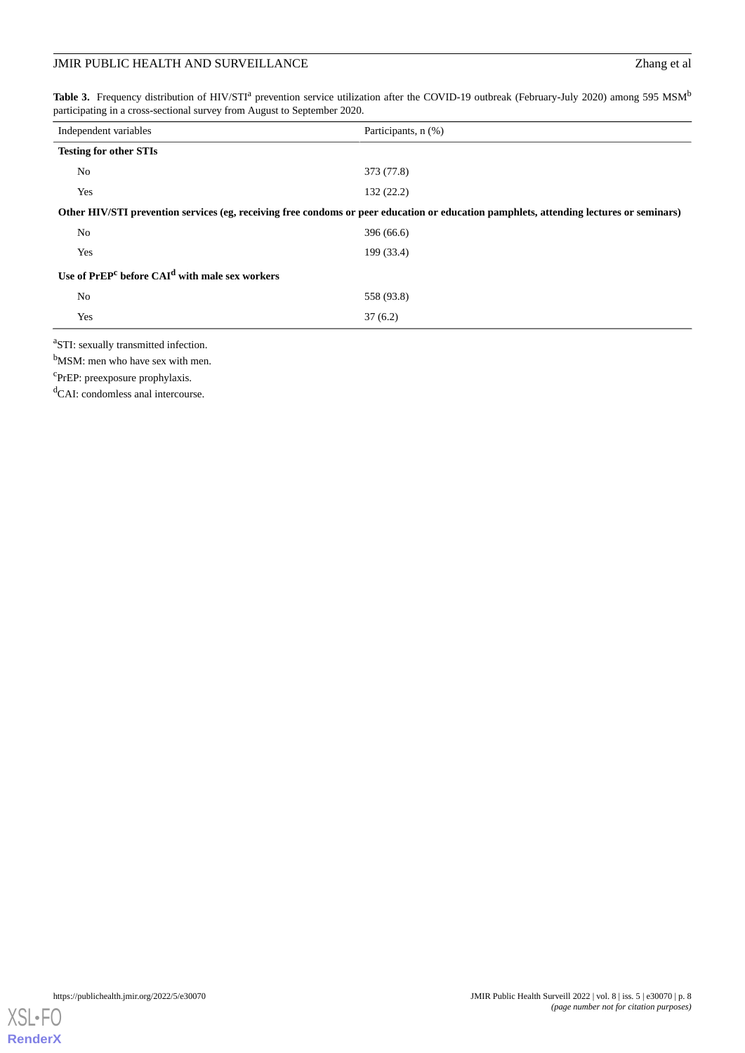**Table 3.** Frequency distribution of HIV/STI[a] prevention service utilization after the COVID-19 outbreak (February-July 2020) among 595 MSM[b] participating in a cross-sectional survey from August to September 2020.

| Independent variables | Participants, n (%) |
|---|---|
| **Testing for other STIs** | |
| No | 373 (77.8) |
| Yes | 132 (22.2) |
| **Other HIV/STI prevention services (eg, receiving free condoms or peer education or education pamphlets, attending lectures or seminars)** | |
| No | 396 (66.6) |
| Yes | 199 (33.4) |
| **Use of PrEP[c] before CAI[d] with male sex workers** | |
| No | 558 (93.8) |
| Yes | 37 (6.2) |

[a]STI: sexually transmitted infection.

[b]MSM: men who have sex with men.

[c]PrEP: preexposure prophylaxis.

[d]CAI: condomless anal intercourse.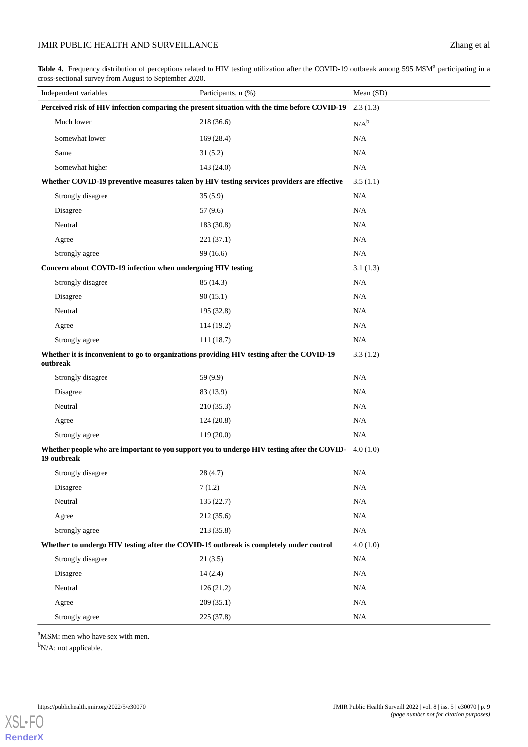**Table 4.** Frequency distribution of perceptions related to HIV testing utilization after the COVID-19 outbreak among 595 MSM[a] participating in a cross-sectional survey from August to September 2020.

| Independent variables | Participants, n (%) | Mean (SD) |
|---|---|---|
| **Perceived risk of HIV infection comparing the present situation with the time before COVID-19** | | 2.3 (1.3) |
| Much lower | 218 (36.6) | N/A[b] |
| Somewhat lower | 169 (28.4) | N/A |
| Same | 31 (5.2) | N/A |
| Somewhat higher | 143 (24.0) | N/A |
| **Whether COVID-19 preventive measures taken by HIV testing services providers are effective** | | 3.5 (1.1) |
| Strongly disagree | 35 (5.9) | N/A |
| Disagree | 57 (9.6) | N/A |
| Neutral | 183 (30.8) | N/A |
| Agree | 221 (37.1) | N/A |
| Strongly agree | 99 (16.6) | N/A |
| **Concern about COVID-19 infection when undergoing HIV testing** | | 3.1 (1.3) |
| Strongly disagree | 85 (14.3) | N/A |
| Disagree | 90 (15.1) | N/A |
| Neutral | 195 (32.8) | N/A |
| Agree | 114 (19.2) | N/A |
| Strongly agree | 111 (18.7) | N/A |
| **Whether it is inconvenient to go to organizations providing HIV testing after the COVID-19 outbreak** | | 3.3 (1.2) |
| Strongly disagree | 59 (9.9) | N/A |
| Disagree | 83 (13.9) | N/A |
| Neutral | 210 (35.3) | N/A |
| Agree | 124 (20.8) | N/A |
| Strongly agree | 119 (20.0) | N/A |
| **Whether people who are important to you support you to undergo HIV testing after the COVID-19 outbreak** | | 4.0 (1.0) |
| Strongly disagree | 28 (4.7) | N/A |
| Disagree | 7 (1.2) | N/A |
| Neutral | 135 (22.7) | N/A |
| Agree | 212 (35.6) | N/A |
| Strongly agree | 213 (35.8) | N/A |
| **Whether to undergo HIV testing after the COVID-19 outbreak is completely under control** | | 4.0 (1.0) |
| Strongly disagree | 21 (3.5) | N/A |
| Disagree | 14 (2.4) | N/A |
| Neutral | 126 (21.2) | N/A |
| Agree | 209 (35.1) | N/A |
| Strongly agree | 225 (37.8) | N/A |

[a]MSM: men who have sex with men.

[b]N/A: not applicable.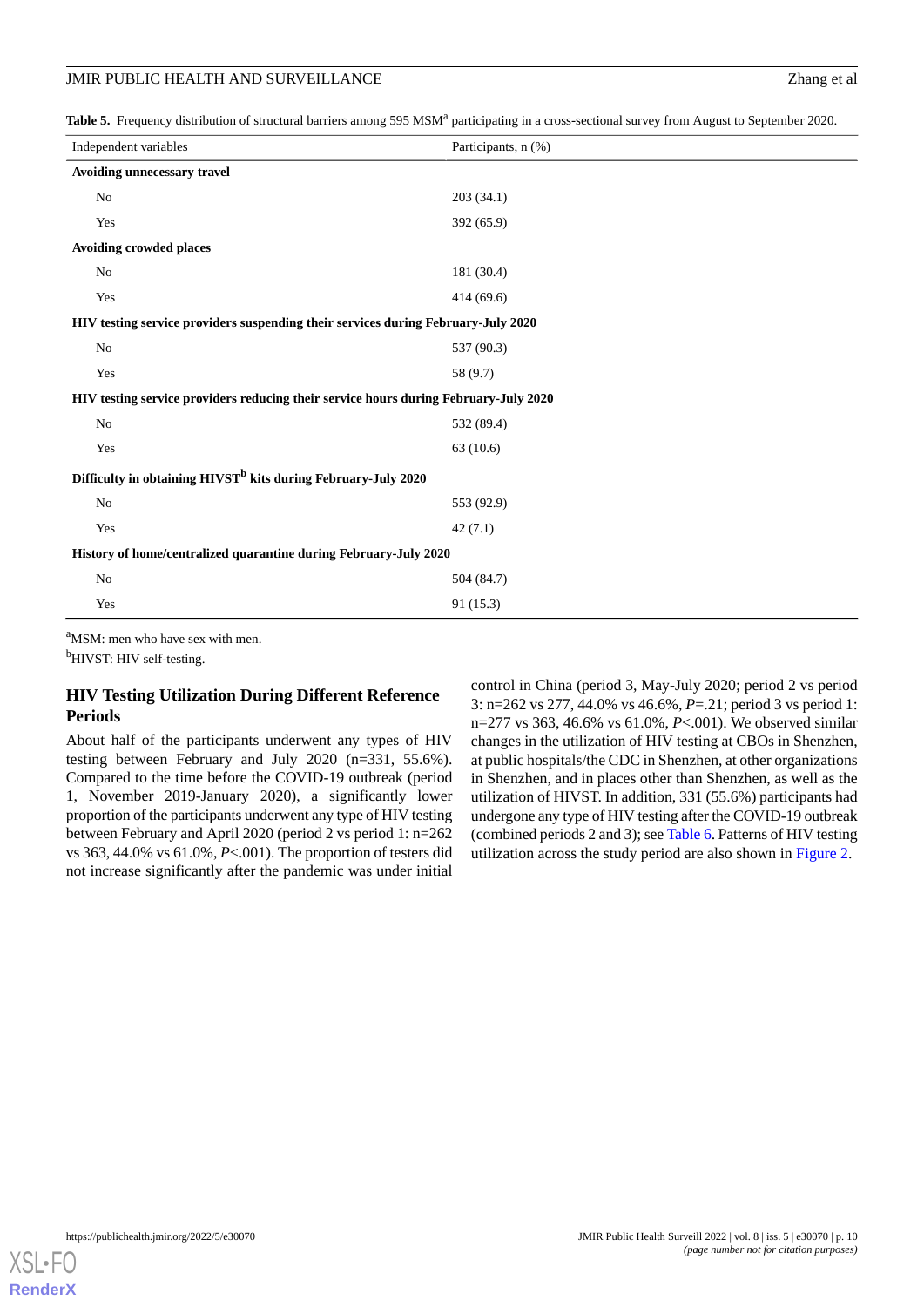**Table 5.** Frequency distribution of structural barriers among 595 MSM[a] participating in a cross-sectional survey from August to September 2020.

| Independent variables | Participants, n (%) |
|---|---|
| **Avoiding unnecessary travel** | |
| No | 203 (34.1) |
| Yes | 392 (65.9) |
| **Avoiding crowded places** | |
| No | 181 (30.4) |
| Yes | 414 (69.6) |
| **HIV testing service providers suspending their services during February-July 2020** | |
| No | 537 (90.3) |
| Yes | 58 (9.7) |
| **HIV testing service providers reducing their service hours during February-July 2020** | |
| No | 532 (89.4) |
| Yes | 63 (10.6) |
| **Difficulty in obtaining HIVST[b] kits during February-July 2020** | |
| No | 553 (92.9) |
| Yes | 42 (7.1) |
| **History of home/centralized quarantine during February-July 2020** | |
| No | 504 (84.7) |
| Yes | 91 (15.3) |

[a]MSM: men who have sex with men.

[b]HIVST: HIV self-testing.

## HIV Testing Utilization During Different Reference Periods

About half of the participants underwent any types of HIV testing between February and July 2020 (n=331, 55.6%). Compared to the time before the COVID-19 outbreak (period 1, November 2019-January 2020), a significantly lower proportion of the participants underwent any type of HIV testing between February and April 2020 (period 2 vs period 1: n=262 vs 363, 44.0% vs 61.0%, *P*<.001). The proportion of testers did not increase significantly after the pandemic was under initial control in China (period 3, May-July 2020; period 2 vs period 3: n=262 vs 277, 44.0% vs 46.6%, *P*=.21; period 3 vs period 1: n=277 vs 363, 46.6% vs 61.0%, *P*<.001). We observed similar changes in the utilization of HIV testing at CBOs in Shenzhen, at public hospitals/the CDC in Shenzhen, at other organizations in Shenzhen, and in places other than Shenzhen, as well as the utilization of HIVST. In addition, 331 (55.6%) participants had undergone any type of HIV testing after the COVID-19 outbreak (combined periods 2 and 3); see Table 6. Patterns of HIV testing utilization across the study period are also shown in Figure 2.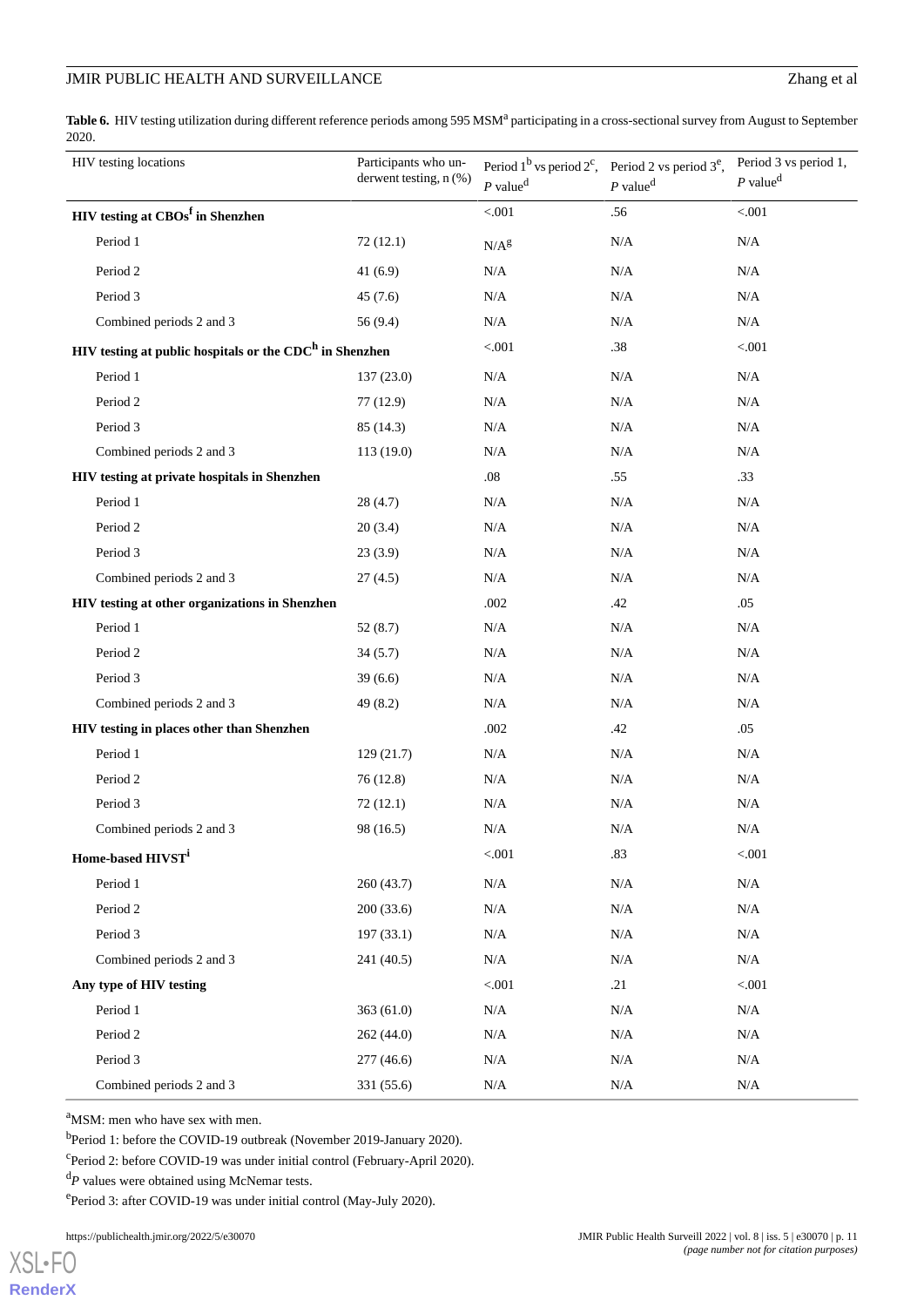**Table 6.** HIV testing utilization during different reference periods among 595 MSM[a] participating in a cross-sectional survey from August to September 2020.

| HIV testing locations | Participants who underwent testing, n (%) | Period 1[b] vs period 2[c], *P* value[d] | Period 2 vs period 3[e], *P* value[d] | Period 3 vs period 1, *P* value[d] |
|---|---|---|---|---|
| **HIV testing at CBOs[f] in Shenzhen** | | <.001 | .56 | <.001 |
| Period 1 | 72 (12.1) | N/A[g] | N/A | N/A |
| Period 2 | 41 (6.9) | N/A | N/A | N/A |
| Period 3 | 45 (7.6) | N/A | N/A | N/A |
| Combined periods 2 and 3 | 56 (9.4) | N/A | N/A | N/A |
| **HIV testing at public hospitals or the CDC[h] in Shenzhen** | | <.001 | .38 | <.001 |
| Period 1 | 137 (23.0) | N/A | N/A | N/A |
| Period 2 | 77 (12.9) | N/A | N/A | N/A |
| Period 3 | 85 (14.3) | N/A | N/A | N/A |
| Combined periods 2 and 3 | 113 (19.0) | N/A | N/A | N/A |
| **HIV testing at private hospitals in Shenzhen** | | .08 | .55 | .33 |
| Period 1 | 28 (4.7) | N/A | N/A | N/A |
| Period 2 | 20 (3.4) | N/A | N/A | N/A |
| Period 3 | 23 (3.9) | N/A | N/A | N/A |
| Combined periods 2 and 3 | 27 (4.5) | N/A | N/A | N/A |
| **HIV testing at other organizations in Shenzhen** | | .002 | .42 | .05 |
| Period 1 | 52 (8.7) | N/A | N/A | N/A |
| Period 2 | 34 (5.7) | N/A | N/A | N/A |
| Period 3 | 39 (6.6) | N/A | N/A | N/A |
| Combined periods 2 and 3 | 49 (8.2) | N/A | N/A | N/A |
| **HIV testing in places other than Shenzhen** | | .002 | .42 | .05 |
| Period 1 | 129 (21.7) | N/A | N/A | N/A |
| Period 2 | 76 (12.8) | N/A | N/A | N/A |
| Period 3 | 72 (12.1) | N/A | N/A | N/A |
| Combined periods 2 and 3 | 98 (16.5) | N/A | N/A | N/A |
| **Home-based HIVST[i]** | | <.001 | .83 | <.001 |
| Period 1 | 260 (43.7) | N/A | N/A | N/A |
| Period 2 | 200 (33.6) | N/A | N/A | N/A |
| Period 3 | 197 (33.1) | N/A | N/A | N/A |
| Combined periods 2 and 3 | 241 (40.5) | N/A | N/A | N/A |
| **Any type of HIV testing** | | <.001 | .21 | <.001 |
| Period 1 | 363 (61.0) | N/A | N/A | N/A |
| Period 2 | 262 (44.0) | N/A | N/A | N/A |
| Period 3 | 277 (46.6) | N/A | N/A | N/A |
| Combined periods 2 and 3 | 331 (55.6) | N/A | N/A | N/A |

[a]MSM: men who have sex with men.

[b]Period 1: before the COVID-19 outbreak (November 2019-January 2020).

[c]Period 2: before COVID-19 was under initial control (February-April 2020).

[d]*P* values were obtained using McNemar tests.

[e]Period 3: after COVID-19 was under initial control (May-July 2020).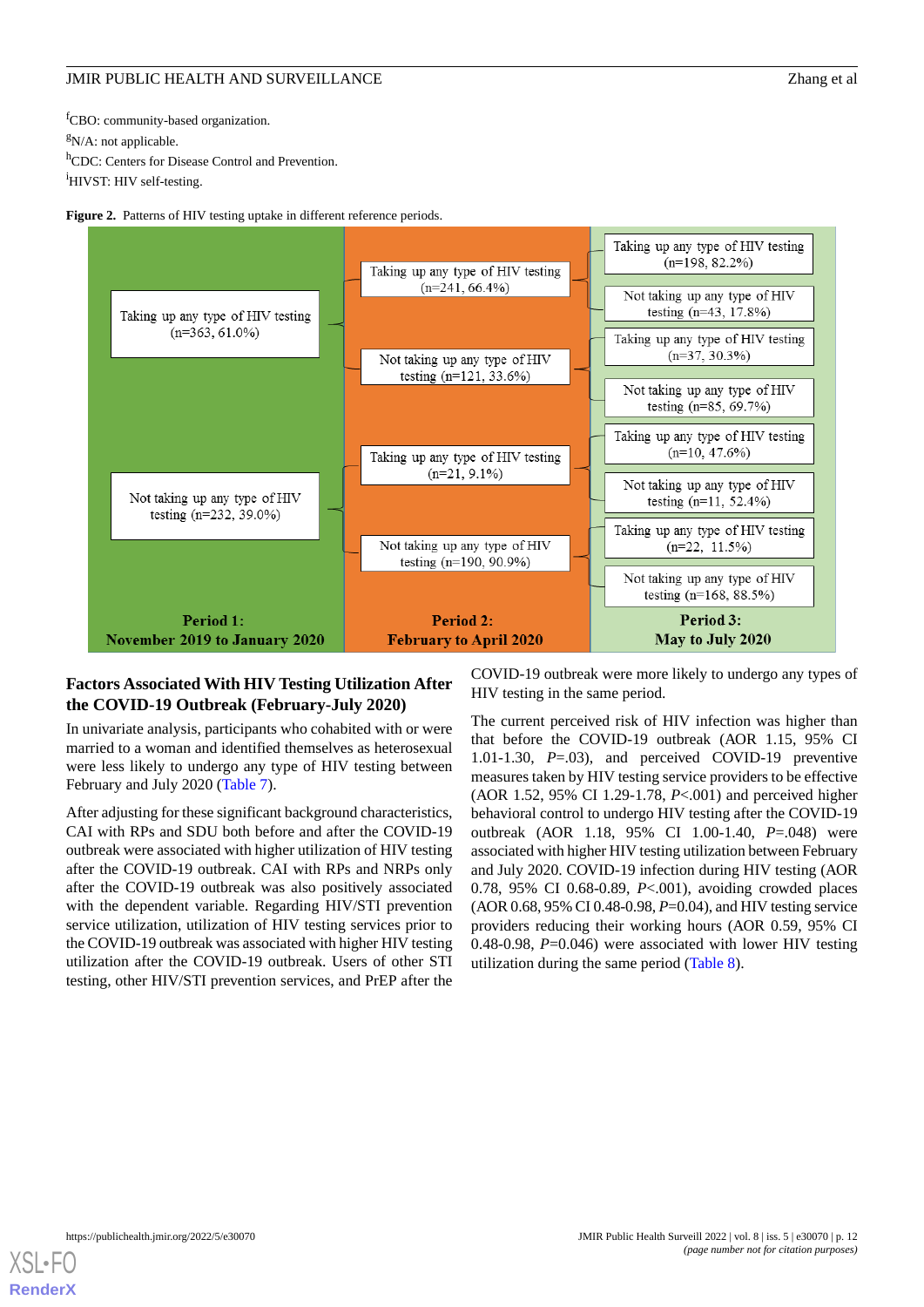[f]CBO: community-based organization.

[g]N/A: not applicable.

[h]CDC: Centers for Disease Control and Prevention.

[i]HIVST: HIV self-testing.

**Figure 2.** Patterns of HIV testing uptake in different reference periods.

| Period 1: November 2019 to January 2020 | Period 2: February to April 2020 | Period 3: May to July 2020 |
|---|---|---|
| Taking up any type of HIV testing (n=363, 61.0%) | Taking up any type of HIV testing (n=241, 66.4%) | Taking up any type of HIV testing (n=198, 82.2%) |
| | | Not taking up any type of HIV testing (n=43, 17.8%) |
| | Not taking up any type of HIV testing (n=121, 33.6%) | Taking up any type of HIV testing (n=37, 30.3%) |
| | | Not taking up any type of HIV testing (n=85, 69.7%) |
| Not taking up any type of HIV testing (n=232, 39.0%) | Taking up any type of HIV testing (n=21, 9.1%) | Taking up any type of HIV testing (n=10, 47.6%) |
| | | Not taking up any type of HIV testing (n=11, 52.4%) |
| | Not taking up any type of HIV testing (n=190, 90.9%) | Taking up any type of HIV testing (n=22, 11.5%) |
| | | Not taking up any type of HIV testing (n=168, 88.5%) |

### Factors Associated With HIV Testing Utilization After the COVID-19 Outbreak (February-July 2020)

In univariate analysis, participants who cohabited with or were married to a woman and identified themselves as heterosexual were less likely to undergo any type of HIV testing between February and July 2020 (Table 7).

After adjusting for these significant background characteristics, CAI with RPs and SDU both before and after the COVID-19 outbreak were associated with higher utilization of HIV testing after the COVID-19 outbreak. CAI with RPs and NRPs only after the COVID-19 outbreak was also positively associated with the dependent variable. Regarding HIV/STI prevention service utilization, utilization of HIV testing services prior to the COVID-19 outbreak was associated with higher HIV testing utilization after the COVID-19 outbreak. Users of other STI testing, other HIV/STI prevention services, and PrEP after the COVID-19 outbreak were more likely to undergo any types of HIV testing in the same period.

The current perceived risk of HIV infection was higher than that before the COVID-19 outbreak (AOR 1.15, 95% CI 1.01-1.30, $P$=.03), and perceived COVID-19 preventive measures taken by HIV testing service providers to be effective (AOR 1.52, 95% CI 1.29-1.78, $P$<.001) and perceived higher behavioral control to undergo HIV testing after the COVID-19 outbreak (AOR 1.18, 95% CI 1.00-1.40, $P$=.048) were associated with higher HIV testing utilization between February and July 2020. COVID-19 infection during HIV testing (AOR 0.78, 95% CI 0.68-0.89, $P$<.001), avoiding crowded places (AOR 0.68, 95% CI 0.48-0.98, $P$=0.04), and HIV testing service providers reducing their working hours (AOR 0.59, 95% CI 0.48-0.98, $P$=0.046) were associated with lower HIV testing utilization during the same period (Table 8).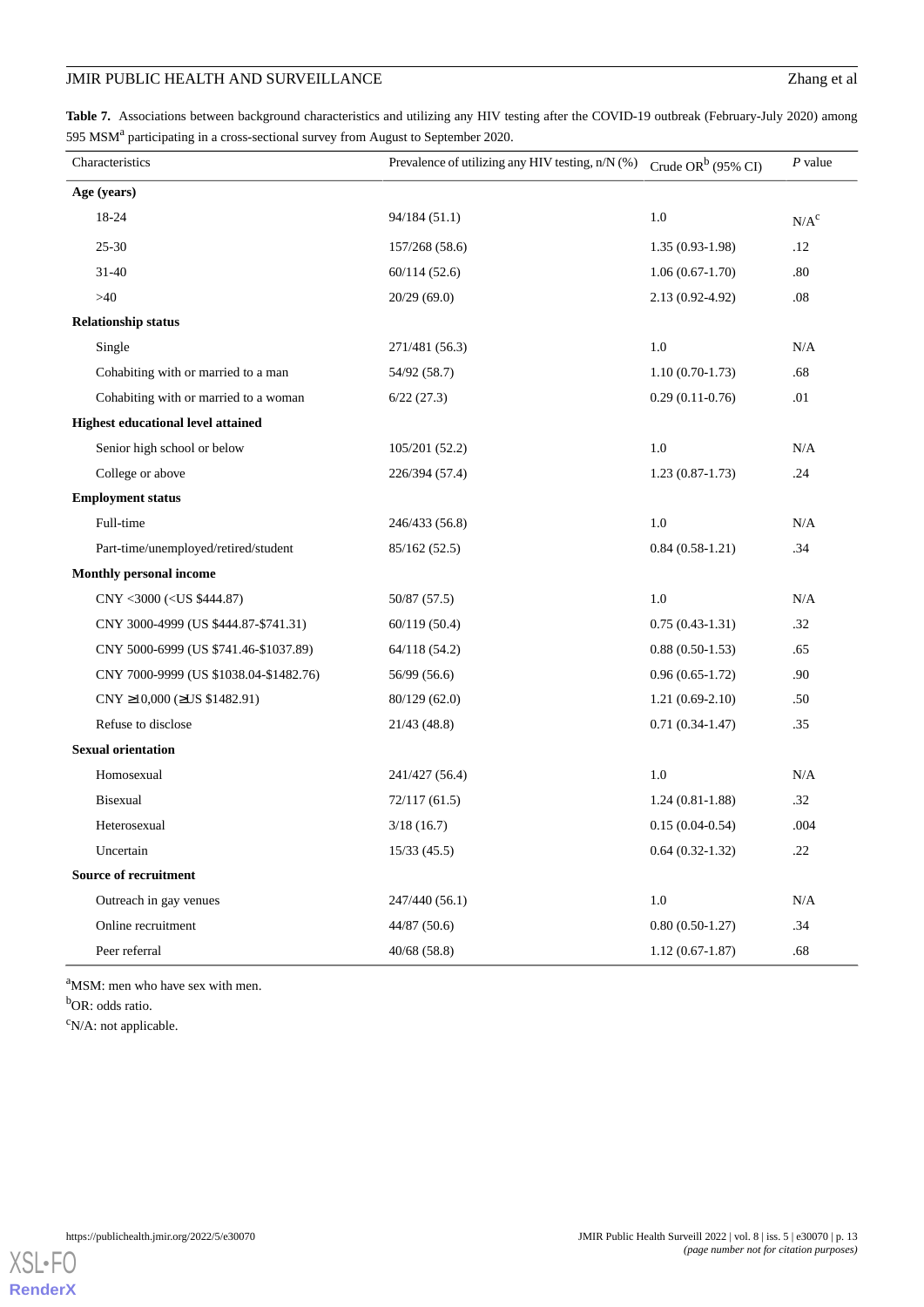**Table 7.** Associations between background characteristics and utilizing any HIV testing after the COVID-19 outbreak (February-July 2020) among 595 MSM[a] participating in a cross-sectional survey from August to September 2020.

| Characteristics | Prevalence of utilizing any HIV testing, n/N (%) | Crude OR[b] (95% CI) | *P* value |
|---|---|---|---|
| **Age (years)** | | | |
| 18-24 | 94/184 (51.1) | 1.0 | N/A[c] |
| 25-30 | 157/268 (58.6) | 1.35 (0.93-1.98) | .12 |
| 31-40 | 60/114 (52.6) | 1.06 (0.67-1.70) | .80 |
| >40 | 20/29 (69.0) | 2.13 (0.92-4.92) | .08 |
| **Relationship status** | | | |
| Single | 271/481 (56.3) | 1.0 | N/A |
| Cohabiting with or married to a man | 54/92 (58.7) | 1.10 (0.70-1.73) | .68 |
| Cohabiting with or married to a woman | 6/22 (27.3) | 0.29 (0.11-0.76) | .01 |
| **Highest educational level attained** | | | |
| Senior high school or below | 105/201 (52.2) | 1.0 | N/A |
| College or above | 226/394 (57.4) | 1.23 (0.87-1.73) | .24 |
| **Employment status** | | | |
| Full-time | 246/433 (56.8) | 1.0 | N/A |
| Part-time/unemployed/retired/student | 85/162 (52.5) | 0.84 (0.58-1.21) | .34 |
| **Monthly personal income** | | | |
| CNY <3000 (<US $444.87) | 50/87 (57.5) | 1.0 | N/A |
| CNY 3000-4999 (US $444.87-$741.31) | 60/119 (50.4) | 0.75 (0.43-1.31) | .32 |
| CNY 5000-6999 (US $741.46-$1037.89) | 64/118 (54.2) | 0.88 (0.50-1.53) | .65 |
| CNY 7000-9999 (US $1038.04-$1482.76) | 56/99 (56.6) | 0.96 (0.65-1.72) | .90 |
| CNY ≥10,000 (≥US $1482.91) | 80/129 (62.0) | 1.21 (0.69-2.10) | .50 |
| Refuse to disclose | 21/43 (48.8) | 0.71 (0.34-1.47) | .35 |
| **Sexual orientation** | | | |
| Homosexual | 241/427 (56.4) | 1.0 | N/A |
| Bisexual | 72/117 (61.5) | 1.24 (0.81-1.88) | .32 |
| Heterosexual | 3/18 (16.7) | 0.15 (0.04-0.54) | .004 |
| Uncertain | 15/33 (45.5) | 0.64 (0.32-1.32) | .22 |
| **Source of recruitment** | | | |
| Outreach in gay venues | 247/440 (56.1) | 1.0 | N/A |
| Online recruitment | 44/87 (50.6) | 0.80 (0.50-1.27) | .34 |
| Peer referral | 40/68 (58.8) | 1.12 (0.67-1.87) | .68 |

[a]MSM: men who have sex with men.

[b]OR: odds ratio.

[c]N/A: not applicable.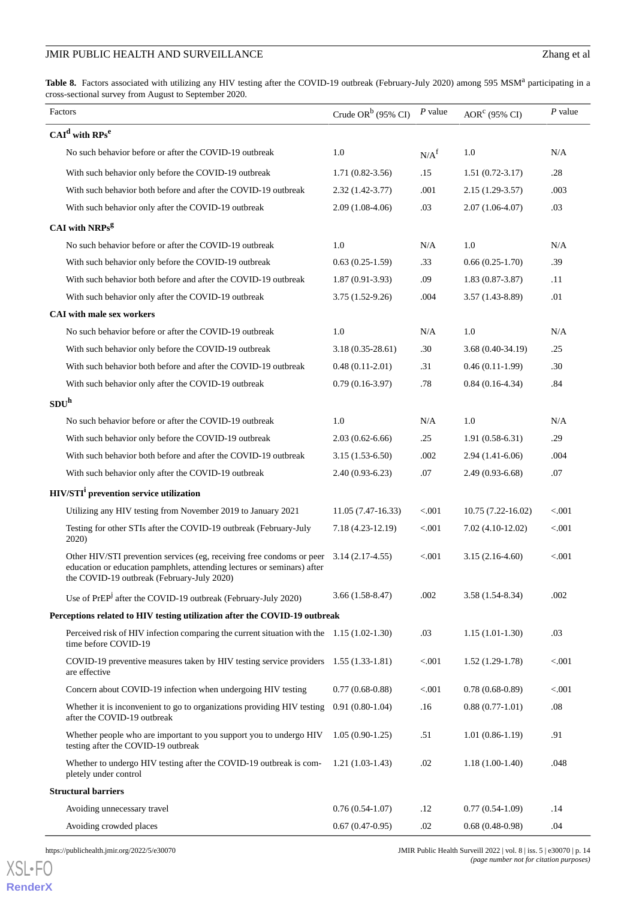**Table 8.** Factors associated with utilizing any HIV testing after the COVID-19 outbreak (February-July 2020) among 595 MSM[a] participating in a cross-sectional survey from August to September 2020.

| Factors | Crude OR[b] (95% CI) | *P* value | AOR[c] (95% CI) | *P* value |
|---|---|---|---|---|
| **CAI[d] with RPs[e]** | | | | |
| No such behavior before or after the COVID-19 outbreak | 1.0 | N/A[f] | 1.0 | N/A |
| With such behavior only before the COVID-19 outbreak | 1.71 (0.82-3.56) | .15 | 1.51 (0.72-3.17) | .28 |
| With such behavior both before and after the COVID-19 outbreak | 2.32 (1.42-3.77) | .001 | 2.15 (1.29-3.57) | .003 |
| With such behavior only after the COVID-19 outbreak | 2.09 (1.08-4.06) | .03 | 2.07 (1.06-4.07) | .03 |
| **CAI with NRPs[g]** | | | | |
| No such behavior before or after the COVID-19 outbreak | 1.0 | N/A | 1.0 | N/A |
| With such behavior only before the COVID-19 outbreak | 0.63 (0.25-1.59) | .33 | 0.66 (0.25-1.70) | .39 |
| With such behavior both before and after the COVID-19 outbreak | 1.87 (0.91-3.93) | .09 | 1.83 (0.87-3.87) | .11 |
| With such behavior only after the COVID-19 outbreak | 3.75 (1.52-9.26) | .004 | 3.57 (1.43-8.89) | .01 |
| **CAI with male sex workers** | | | | |
| No such behavior before or after the COVID-19 outbreak | 1.0 | N/A | 1.0 | N/A |
| With such behavior only before the COVID-19 outbreak | 3.18 (0.35-28.61) | .30 | 3.68 (0.40-34.19) | .25 |
| With such behavior both before and after the COVID-19 outbreak | 0.48 (0.11-2.01) | .31 | 0.46 (0.11-1.99) | .30 |
| With such behavior only after the COVID-19 outbreak | 0.79 (0.16-3.97) | .78 | 0.84 (0.16-4.34) | .84 |
| **SDU[h]** | | | | |
| No such behavior before or after the COVID-19 outbreak | 1.0 | N/A | 1.0 | N/A |
| With such behavior only before the COVID-19 outbreak | 2.03 (0.62-6.66) | .25 | 1.91 (0.58-6.31) | .29 |
| With such behavior both before and after the COVID-19 outbreak | 3.15 (1.53-6.50) | .002 | 2.94 (1.41-6.06) | .004 |
| With such behavior only after the COVID-19 outbreak | 2.40 (0.93-6.23) | .07 | 2.49 (0.93-6.68) | .07 |
| **HIV/STI[i] prevention service utilization** | | | | |
| Utilizing any HIV testing from November 2019 to January 2021 | 11.05 (7.47-16.33) | <.001 | 10.75 (7.22-16.02) | <.001 |
| Testing for other STIs after the COVID-19 outbreak (February-July 2020) | 7.18 (4.23-12.19) | <.001 | 7.02 (4.10-12.02) | <.001 |
| Other HIV/STI prevention services (eg, receiving free condoms or peer education or education pamphlets, attending lectures or seminars) after the COVID-19 outbreak (February-July 2020) | 3.14 (2.17-4.55) | <.001 | 3.15 (2.16-4.60) | <.001 |
| Use of PrEP[j] after the COVID-19 outbreak (February-July 2020) | 3.66 (1.58-8.47) | .002 | 3.58 (1.54-8.34) | .002 |
| **Perceptions related to HIV testing utilization after the COVID-19 outbreak** | | | | |
| Perceived risk of HIV infection comparing the current situation with the time before COVID-19 | 1.15 (1.02-1.30) | .03 | 1.15 (1.01-1.30) | .03 |
| COVID-19 preventive measures taken by HIV testing service providers are effective | 1.55 (1.33-1.81) | <.001 | 1.52 (1.29-1.78) | <.001 |
| Concern about COVID-19 infection when undergoing HIV testing | 0.77 (0.68-0.88) | <.001 | 0.78 (0.68-0.89) | <.001 |
| Whether it is inconvenient to go to organizations providing HIV testing after the COVID-19 outbreak | 0.91 (0.80-1.04) | .16 | 0.88 (0.77-1.01) | .08 |
| Whether people who are important to you support you to undergo HIV testing after the COVID-19 outbreak | 1.05 (0.90-1.25) | .51 | 1.01 (0.86-1.19) | .91 |
| Whether to undergo HIV testing after the COVID-19 outbreak is completely under control | 1.21 (1.03-1.43) | .02 | 1.18 (1.00-1.40) | .048 |
| **Structural barriers** | | | | |
| Avoiding unnecessary travel | 0.76 (0.54-1.07) | .12 | 0.77 (0.54-1.09) | .14 |
| Avoiding crowded places | 0.67 (0.47-0.95) | .02 | 0.68 (0.48-0.98) | .04 |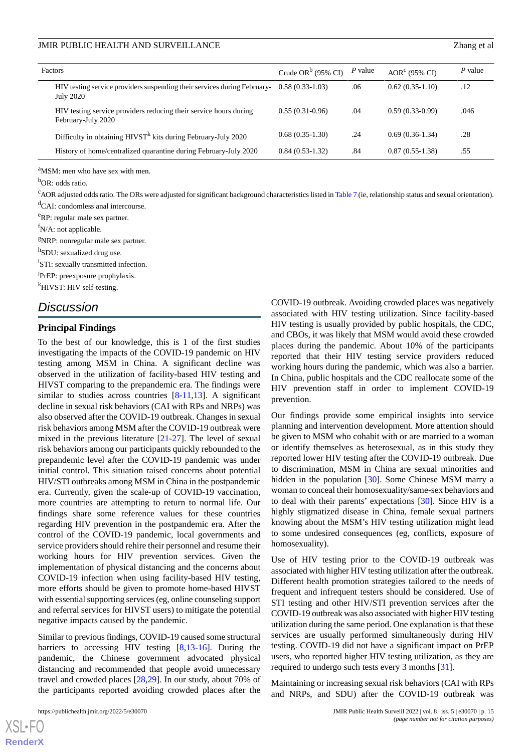| Factors | Crude OR[b] (95% CI) | *P* value | AOR[c] (95% CI) | *P* value |
|---|---|---|---|---|
| HIV testing service providers suspending their services during February-July 2020 | 0.58 (0.33-1.03) | .06 | 0.62 (0.35-1.10) | .12 |
| HIV testing service providers reducing their service hours during February-July 2020 | 0.55 (0.31-0.96) | .04 | 0.59 (0.33-0.99) | .046 |
| Difficulty in obtaining HIVST[k] kits during February-July 2020 | 0.68 (0.35-1.30) | .24 | 0.69 (0.36-1.34) | .28 |
| History of home/centralized quarantine during February-July 2020 | 0.84 (0.53-1.32) | .84 | 0.87 (0.55-1.38) | .55 |

[a]MSM: men who have sex with men.

[b]OR: odds ratio.

[c]AOR adjusted odds ratio. The ORs were adjusted for significant background characteristics listed in Table 7 (ie, relationship status and sexual orientation).

[d]CAI: condomless anal intercourse.

[e]RP: regular male sex partner.

[f]N/A: not applicable.

[g]NRP: nonregular male sex partner.

[h]SDU: sexualized drug use.

[i]STI: sexually transmitted infection.

[j]PrEP: preexposure prophylaxis.

[k]HIVST: HIV self-testing.

## Discussion

### Principal Findings

To the best of our knowledge, this is 1 of the first studies investigating the impacts of the COVID-19 pandemic on HIV testing among MSM in China. A significant decline was observed in the utilization of facility-based HIV testing and HIVST comparing to the prepandemic era. The findings were similar to studies across countries [8-11,13]. A significant decline in sexual risk behaviors (CAI with RPs and NRPs) was also observed after the COVID-19 outbreak. Changes in sexual risk behaviors among MSM after the COVID-19 outbreak were mixed in the previous literature [21-27]. The level of sexual risk behaviors among our participants quickly rebounded to the prepandemic level after the COVID-19 pandemic was under initial control. This situation raised concerns about potential HIV/STI outbreaks among MSM in China in the postpandemic era. Currently, given the scale-up of COVID-19 vaccination, more countries are attempting to return to normal life. Our findings share some reference values for these countries regarding HIV prevention in the postpandemic era. After the control of the COVID-19 pandemic, local governments and service providers should rehire their personnel and resume their working hours for HIV prevention services. Given the implementation of physical distancing and the concerns about COVID-19 infection when using facility-based HIV testing, more efforts should be given to promote home-based HIVST with essential supporting services (eg, online counseling support and referral services for HIVST users) to mitigate the potential negative impacts caused by the pandemic.

Similar to previous findings, COVID-19 caused some structural barriers to accessing HIV testing [8,13-16]. During the pandemic, the Chinese government advocated physical distancing and recommended that people avoid unnecessary travel and crowded places [28,29]. In our study, about 70% of the participants reported avoiding crowded places after the COVID-19 outbreak. Avoiding crowded places was negatively associated with HIV testing utilization. Since facility-based HIV testing is usually provided by public hospitals, the CDC, and CBOs, it was likely that MSM would avoid these crowded places during the pandemic. About 10% of the participants reported that their HIV testing service providers reduced working hours during the pandemic, which was also a barrier. In China, public hospitals and the CDC reallocate some of the HIV prevention staff in order to implement COVID-19 prevention.

Our findings provide some empirical insights into service planning and intervention development. More attention should be given to MSM who cohabit with or are married to a woman or identify themselves as heterosexual, as in this study they reported lower HIV testing after the COVID-19 outbreak. Due to discrimination, MSM in China are sexual minorities and hidden in the population [30]. Some Chinese MSM marry a woman to conceal their homosexuality/same-sex behaviors and to deal with their parents' expectations [30]. Since HIV is a highly stigmatized disease in China, female sexual partners knowing about the MSM's HIV testing utilization might lead to some undesired consequences (eg, conflicts, exposure of homosexuality).

Use of HIV testing prior to the COVID-19 outbreak was associated with higher HIV testing utilization after the outbreak. Different health promotion strategies tailored to the needs of frequent and infrequent testers should be considered. Use of STI testing and other HIV/STI prevention services after the COVID-19 outbreak was also associated with higher HIV testing utilization during the same period. One explanation is that these services are usually performed simultaneously during HIV testing. COVID-19 did not have a significant impact on PrEP users, who reported higher HIV testing utilization, as they are required to undergo such tests every 3 months [31].

Maintaining or increasing sexual risk behaviors (CAI with RPs and NRPs, and SDU) after the COVID-19 outbreak was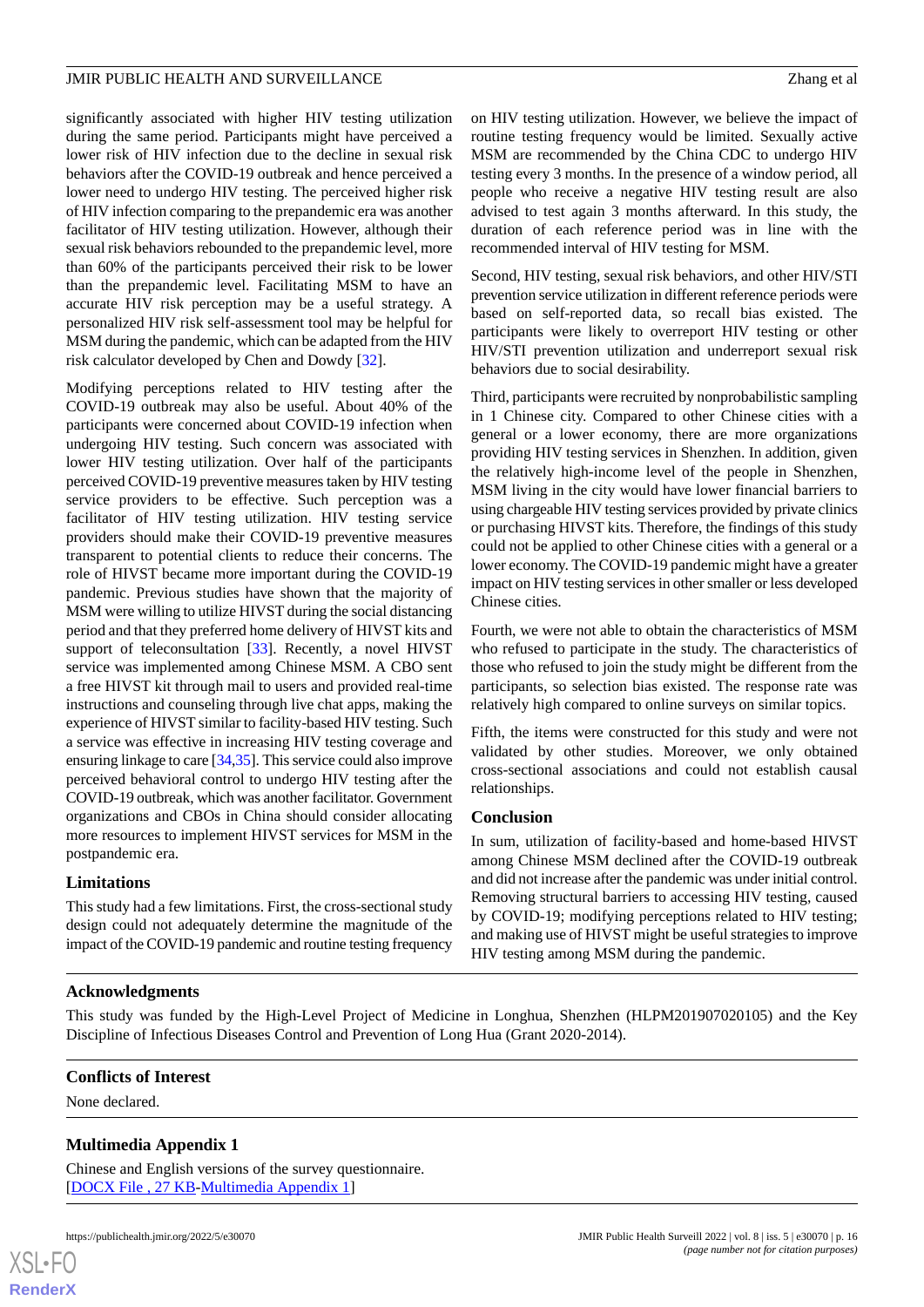significantly associated with higher HIV testing utilization during the same period. Participants might have perceived a lower risk of HIV infection due to the decline in sexual risk behaviors after the COVID-19 outbreak and hence perceived a lower need to undergo HIV testing. The perceived higher risk of HIV infection comparing to the prepandemic era was another facilitator of HIV testing utilization. However, although their sexual risk behaviors rebounded to the prepandemic level, more than 60% of the participants perceived their risk to be lower than the prepandemic level. Facilitating MSM to have an accurate HIV risk perception may be a useful strategy. A personalized HIV risk self-assessment tool may be helpful for MSM during the pandemic, which can be adapted from the HIV risk calculator developed by Chen and Dowdy [32].

Modifying perceptions related to HIV testing after the COVID-19 outbreak may also be useful. About 40% of the participants were concerned about COVID-19 infection when undergoing HIV testing. Such concern was associated with lower HIV testing utilization. Over half of the participants perceived COVID-19 preventive measures taken by HIV testing service providers to be effective. Such perception was a facilitator of HIV testing utilization. HIV testing service providers should make their COVID-19 preventive measures transparent to potential clients to reduce their concerns. The role of HIVST became more important during the COVID-19 pandemic. Previous studies have shown that the majority of MSM were willing to utilize HIVST during the social distancing period and that they preferred home delivery of HIVST kits and support of teleconsultation [33]. Recently, a novel HIVST service was implemented among Chinese MSM. A CBO sent a free HIVST kit through mail to users and provided real-time instructions and counseling through live chat apps, making the experience of HIVST similar to facility-based HIV testing. Such a service was effective in increasing HIV testing coverage and ensuring linkage to care [34,35]. This service could also improve perceived behavioral control to undergo HIV testing after the COVID-19 outbreak, which was another facilitator. Government organizations and CBOs in China should consider allocating more resources to implement HIVST services for MSM in the postpandemic era.

### Limitations

This study had a few limitations. First, the cross-sectional study design could not adequately determine the magnitude of the impact of the COVID-19 pandemic and routine testing frequency on HIV testing utilization. However, we believe the impact of routine testing frequency would be limited. Sexually active MSM are recommended by the China CDC to undergo HIV testing every 3 months. In the presence of a window period, all people who receive a negative HIV testing result are also advised to test again 3 months afterward. In this study, the duration of each reference period was in line with the recommended interval of HIV testing for MSM.

Second, HIV testing, sexual risk behaviors, and other HIV/STI prevention service utilization in different reference periods were based on self-reported data, so recall bias existed. The participants were likely to overreport HIV testing or other HIV/STI prevention utilization and underreport sexual risk behaviors due to social desirability.

Third, participants were recruited by nonprobabilistic sampling in 1 Chinese city. Compared to other Chinese cities with a general or a lower economy, there are more organizations providing HIV testing services in Shenzhen. In addition, given the relatively high-income level of the people in Shenzhen, MSM living in the city would have lower financial barriers to using chargeable HIV testing services provided by private clinics or purchasing HIVST kits. Therefore, the findings of this study could not be applied to other Chinese cities with a general or a lower economy. The COVID-19 pandemic might have a greater impact on HIV testing services in other smaller or less developed Chinese cities.

Fourth, we were not able to obtain the characteristics of MSM who refused to participate in the study. The characteristics of those who refused to join the study might be different from the participants, so selection bias existed. The response rate was relatively high compared to online surveys on similar topics.

Fifth, the items were constructed for this study and were not validated by other studies. Moreover, we only obtained cross-sectional associations and could not establish causal relationships.

### Conclusion

In sum, utilization of facility-based and home-based HIVST among Chinese MSM declined after the COVID-19 outbreak and did not increase after the pandemic was under initial control. Removing structural barriers to accessing HIV testing, caused by COVID-19; modifying perceptions related to HIV testing; and making use of HIVST might be useful strategies to improve HIV testing among MSM during the pandemic.

## Acknowledgments

This study was funded by the High-Level Project of Medicine in Longhua, Shenzhen (HLPM201907020105) and the Key Discipline of Infectious Diseases Control and Prevention of Long Hua (Grant 2020-2014).

## Conflicts of Interest

None declared.

## Multimedia Appendix 1

Chinese and English versions of the survey questionnaire.
[DOCX File , 27 KB-Multimedia Appendix 1]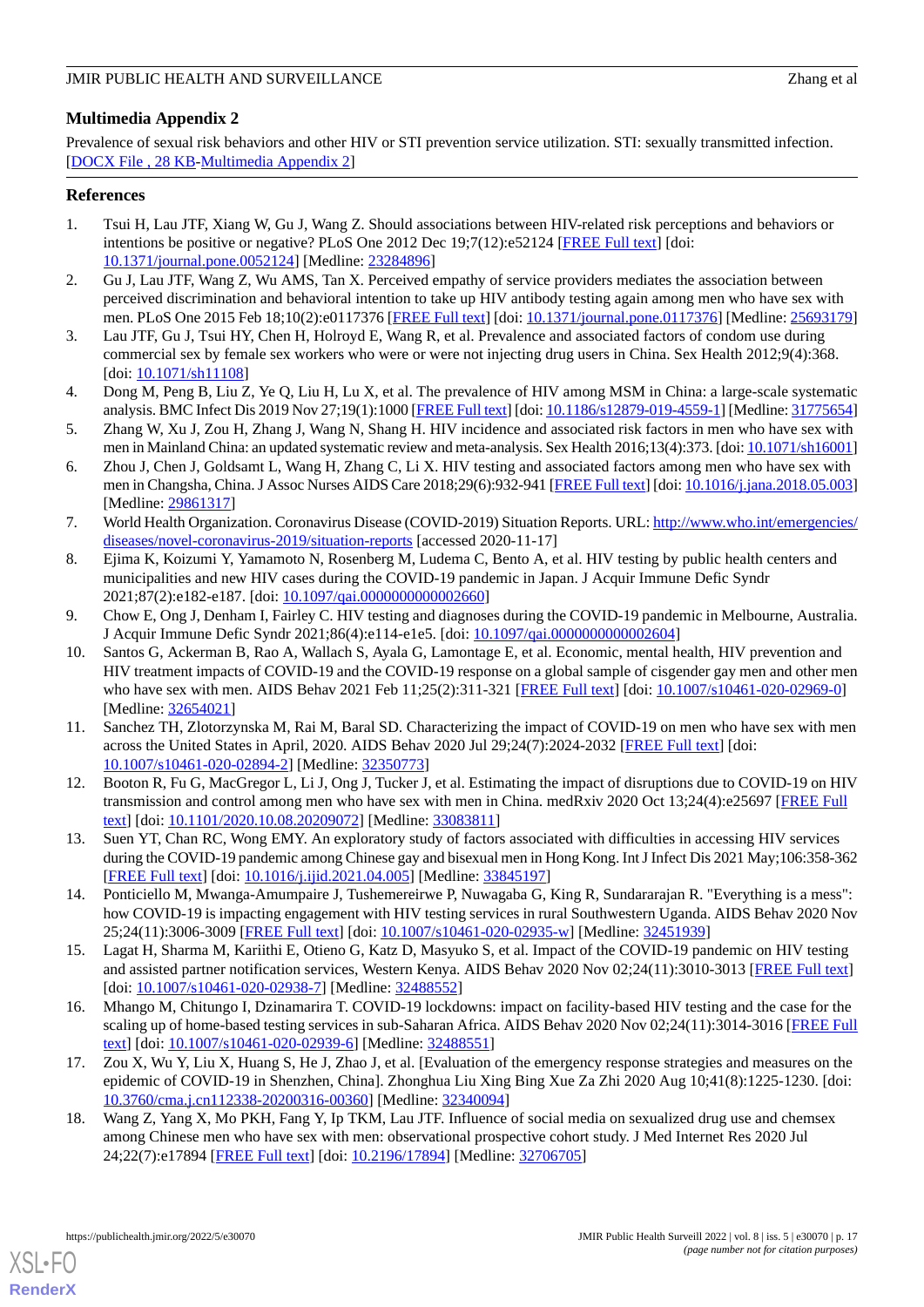## Multimedia Appendix 2

Prevalence of sexual risk behaviors and other HIV or STI prevention service utilization. STI: sexually transmitted infection.
[DOCX File , 28 KB-Multimedia Appendix 2]

## References

1. Tsui H, Lau JTF, Xiang W, Gu J, Wang Z. Should associations between HIV-related risk perceptions and behaviors or intentions be positive or negative? PLoS One 2012 Dec 19;7(12):e52124 [FREE Full text] [doi: 10.1371/journal.pone.0052124] [Medline: 23284896]
2. Gu J, Lau JTF, Wang Z, Wu AMS, Tan X. Perceived empathy of service providers mediates the association between perceived discrimination and behavioral intention to take up HIV antibody testing again among men who have sex with men. PLoS One 2015 Feb 18;10(2):e0117376 [FREE Full text] [doi: 10.1371/journal.pone.0117376] [Medline: 25693179]
3. Lau JTF, Gu J, Tsui HY, Chen H, Holroyd E, Wang R, et al. Prevalence and associated factors of condom use during commercial sex by female sex workers who were or were not injecting drug users in China. Sex Health 2012;9(4):368. [doi: 10.1071/sh11108]
4. Dong M, Peng B, Liu Z, Ye Q, Liu H, Lu X, et al. The prevalence of HIV among MSM in China: a large-scale systematic analysis. BMC Infect Dis 2019 Nov 27;19(1):1000 [FREE Full text] [doi: 10.1186/s12879-019-4559-1] [Medline: 31775654]
5. Zhang W, Xu J, Zou H, Zhang J, Wang N, Shang H. HIV incidence and associated risk factors in men who have sex with men in Mainland China: an updated systematic review and meta-analysis. Sex Health 2016;13(4):373. [doi: 10.1071/sh16001]
6. Zhou J, Chen J, Goldsamt L, Wang H, Zhang C, Li X. HIV testing and associated factors among men who have sex with men in Changsha, China. J Assoc Nurses AIDS Care 2018;29(6):932-941 [FREE Full text] [doi: 10.1016/j.jana.2018.05.003] [Medline: 29861317]
7. World Health Organization. Coronavirus Disease (COVID-2019) Situation Reports. URL: http://www.who.int/emergencies/diseases/novel-coronavirus-2019/situation-reports [accessed 2020-11-17]
8. Ejima K, Koizumi Y, Yamamoto N, Rosenberg M, Ludema C, Bento A, et al. HIV testing by public health centers and municipalities and new HIV cases during the COVID-19 pandemic in Japan. J Acquir Immune Defic Syndr 2021;87(2):e182-e187. [doi: 10.1097/qai.0000000000002660]
9. Chow E, Ong J, Denham I, Fairley C. HIV testing and diagnoses during the COVID-19 pandemic in Melbourne, Australia. J Acquir Immune Defic Syndr 2021;86(4):e114-e1e5. [doi: 10.1097/qai.0000000000002604]
10. Santos G, Ackerman B, Rao A, Wallach S, Ayala G, Lamontage E, et al. Economic, mental health, HIV prevention and HIV treatment impacts of COVID-19 and the COVID-19 response on a global sample of cisgender gay men and other men who have sex with men. AIDS Behav 2021 Feb 11;25(2):311-321 [FREE Full text] [doi: 10.1007/s10461-020-02969-0] [Medline: 32654021]
11. Sanchez TH, Zlotorzynska M, Rai M, Baral SD. Characterizing the impact of COVID-19 on men who have sex with men across the United States in April, 2020. AIDS Behav 2020 Jul 29;24(7):2024-2032 [FREE Full text] [doi: 10.1007/s10461-020-02894-2] [Medline: 32350773]
12. Booton R, Fu G, MacGregor L, Li J, Ong J, Tucker J, et al. Estimating the impact of disruptions due to COVID-19 on HIV transmission and control among men who have sex with men in China. medRxiv 2020 Oct 13;24(4):e25697 [FREE Full text] [doi: 10.1101/2020.10.08.20209072] [Medline: 33083811]
13. Suen YT, Chan RC, Wong EMY. An exploratory study of factors associated with difficulties in accessing HIV services during the COVID-19 pandemic among Chinese gay and bisexual men in Hong Kong. Int J Infect Dis 2021 May;106:358-362 [FREE Full text] [doi: 10.1016/j.ijid.2021.04.005] [Medline: 33845197]
14. Ponticiello M, Mwanga-Amumpaire J, Tushemereirwe P, Nuwagaba G, King R, Sundararajan R. "Everything is a mess": how COVID-19 is impacting engagement with HIV testing services in rural Southwestern Uganda. AIDS Behav 2020 Nov 25;24(11):3006-3009 [FREE Full text] [doi: 10.1007/s10461-020-02935-w] [Medline: 32451939]
15. Lagat H, Sharma M, Kariithi E, Otieno G, Katz D, Masyuko S, et al. Impact of the COVID-19 pandemic on HIV testing and assisted partner notification services, Western Kenya. AIDS Behav 2020 Nov 02;24(11):3010-3013 [FREE Full text] [doi: 10.1007/s10461-020-02938-7] [Medline: 32488552]
16. Mhango M, Chitungo I, Dzinamarira T. COVID-19 lockdowns: impact on facility-based HIV testing and the case for the scaling up of home-based testing services in sub-Saharan Africa. AIDS Behav 2020 Nov 02;24(11):3014-3016 [FREE Full text] [doi: 10.1007/s10461-020-02939-6] [Medline: 32488551]
17. Zou X, Wu Y, Liu X, Huang S, He J, Zhao J, et al. [Evaluation of the emergency response strategies and measures on the epidemic of COVID-19 in Shenzhen, China]. Zhonghua Liu Xing Bing Xue Za Zhi 2020 Aug 10;41(8):1225-1230. [doi: 10.3760/cma.j.cn112338-20200316-00360] [Medline: 32340094]
18. Wang Z, Yang X, Mo PKH, Fang Y, Ip TKM, Lau JTF. Influence of social media on sexualized drug use and chemsex among Chinese men who have sex with men: observational prospective cohort study. J Med Internet Res 2020 Jul 24;22(7):e17894 [FREE Full text] [doi: 10.2196/17894] [Medline: 32706705]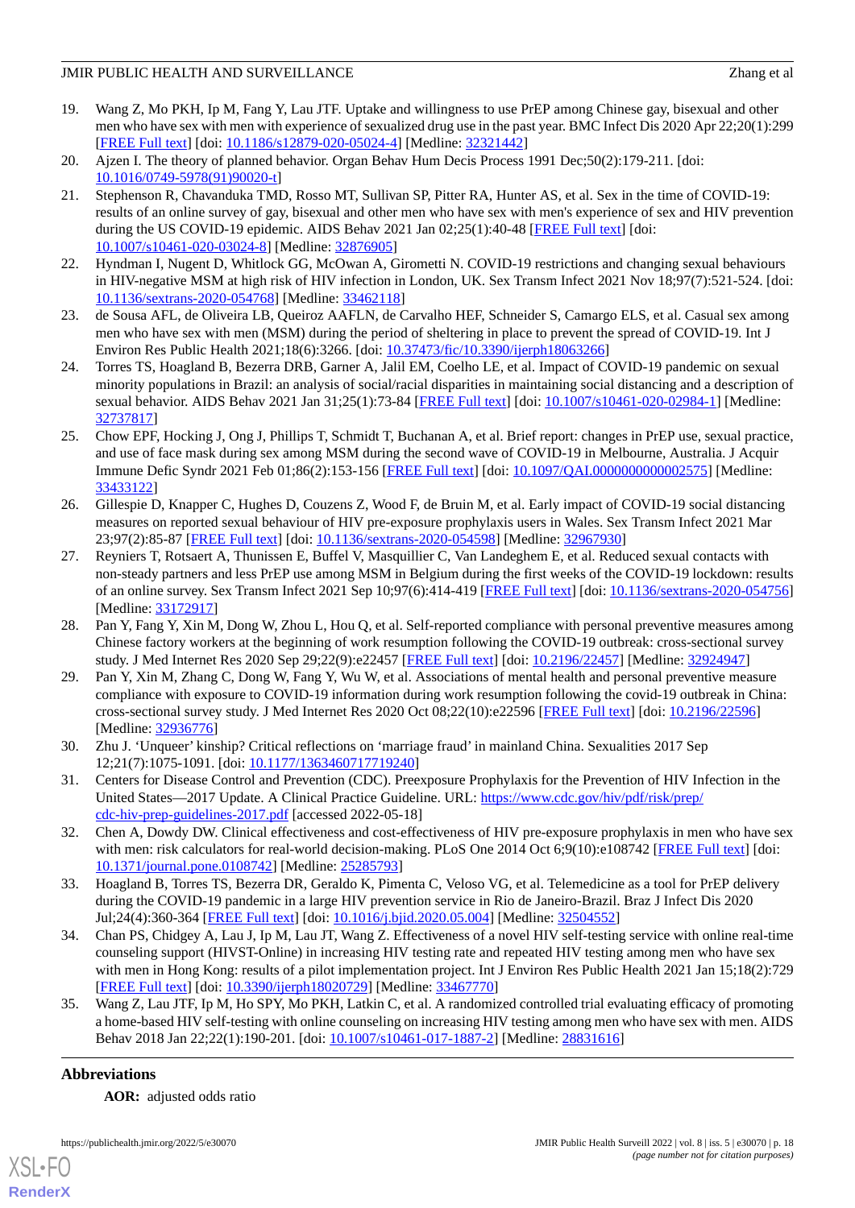19. Wang Z, Mo PKH, Ip M, Fang Y, Lau JTF. Uptake and willingness to use PrEP among Chinese gay, bisexual and other men who have sex with men with experience of sexualized drug use in the past year. BMC Infect Dis 2020 Apr 22;20(1):299 [FREE Full text] [doi: 10.1186/s12879-020-05024-4] [Medline: 32321442]
20. Ajzen I. The theory of planned behavior. Organ Behav Hum Decis Process 1991 Dec;50(2):179-211. [doi: 10.1016/0749-5978(91)90020-t]
21. Stephenson R, Chavanduka TMD, Rosso MT, Sullivan SP, Pitter RA, Hunter AS, et al. Sex in the time of COVID-19: results of an online survey of gay, bisexual and other men who have sex with men's experience of sex and HIV prevention during the US COVID-19 epidemic. AIDS Behav 2021 Jan 02;25(1):40-48 [FREE Full text] [doi: 10.1007/s10461-020-03024-8] [Medline: 32876905]
22. Hyndman I, Nugent D, Whitlock GG, McOwan A, Girometti N. COVID-19 restrictions and changing sexual behaviours in HIV-negative MSM at high risk of HIV infection in London, UK. Sex Transm Infect 2021 Nov 18;97(7):521-524. [doi: 10.1136/sextrans-2020-054768] [Medline: 33462118]
23. de Sousa AFL, de Oliveira LB, Queiroz AAFLN, de Carvalho HEF, Schneider S, Camargo ELS, et al. Casual sex among men who have sex with men (MSM) during the period of sheltering in place to prevent the spread of COVID-19. Int J Environ Res Public Health 2021;18(6):3266. [doi: 10.37473/fic/10.3390/ijerph18063266]
24. Torres TS, Hoagland B, Bezerra DRB, Garner A, Jalil EM, Coelho LE, et al. Impact of COVID-19 pandemic on sexual minority populations in Brazil: an analysis of social/racial disparities in maintaining social distancing and a description of sexual behavior. AIDS Behav 2021 Jan 31;25(1):73-84 [FREE Full text] [doi: 10.1007/s10461-020-02984-1] [Medline: 32737817]
25. Chow EPF, Hocking J, Ong J, Phillips T, Schmidt T, Buchanan A, et al. Brief report: changes in PrEP use, sexual practice, and use of face mask during sex among MSM during the second wave of COVID-19 in Melbourne, Australia. J Acquir Immune Defic Syndr 2021 Feb 01;86(2):153-156 [FREE Full text] [doi: 10.1097/QAI.0000000000002575] [Medline: 33433122]
26. Gillespie D, Knapper C, Hughes D, Couzens Z, Wood F, de Bruin M, et al. Early impact of COVID-19 social distancing measures on reported sexual behaviour of HIV pre-exposure prophylaxis users in Wales. Sex Transm Infect 2021 Mar 23;97(2):85-87 [FREE Full text] [doi: 10.1136/sextrans-2020-054598] [Medline: 32967930]
27. Reyniers T, Rotsaert A, Thunissen E, Buffel V, Masquillier C, Van Landeghem E, et al. Reduced sexual contacts with non-steady partners and less PrEP use among MSM in Belgium during the first weeks of the COVID-19 lockdown: results of an online survey. Sex Transm Infect 2021 Sep 10;97(6):414-419 [FREE Full text] [doi: 10.1136/sextrans-2020-054756] [Medline: 33172917]
28. Pan Y, Fang Y, Xin M, Dong W, Zhou L, Hou Q, et al. Self-reported compliance with personal preventive measures among Chinese factory workers at the beginning of work resumption following the COVID-19 outbreak: cross-sectional survey study. J Med Internet Res 2020 Sep 29;22(9):e22457 [FREE Full text] [doi: 10.2196/22457] [Medline: 32924947]
29. Pan Y, Xin M, Zhang C, Dong W, Fang Y, Wu W, et al. Associations of mental health and personal preventive measure compliance with exposure to COVID-19 information during work resumption following the covid-19 outbreak in China: cross-sectional survey study. J Med Internet Res 2020 Oct 08;22(10):e22596 [FREE Full text] [doi: 10.2196/22596] [Medline: 32936776]
30. Zhu J. 'Unqueer' kinship? Critical reflections on 'marriage fraud' in mainland China. Sexualities 2017 Sep 12;21(7):1075-1091. [doi: 10.1177/1363460717719240]
31. Centers for Disease Control and Prevention (CDC). Preexposure Prophylaxis for the Prevention of HIV Infection in the United States—2017 Update. A Clinical Practice Guideline. URL: https://www.cdc.gov/hiv/pdf/risk/prep/cdc-hiv-prep-guidelines-2017.pdf [accessed 2022-05-18]
32. Chen A, Dowdy DW. Clinical effectiveness and cost-effectiveness of HIV pre-exposure prophylaxis in men who have sex with men: risk calculators for real-world decision-making. PLoS One 2014 Oct 6;9(10):e108742 [FREE Full text] [doi: 10.1371/journal.pone.0108742] [Medline: 25285793]
33. Hoagland B, Torres TS, Bezerra DR, Geraldo K, Pimenta C, Veloso VG, et al. Telemedicine as a tool for PrEP delivery during the COVID-19 pandemic in a large HIV prevention service in Rio de Janeiro-Brazil. Braz J Infect Dis 2020 Jul;24(4):360-364 [FREE Full text] [doi: 10.1016/j.bjid.2020.05.004] [Medline: 32504552]
34. Chan PS, Chidgey A, Lau J, Ip M, Lau JT, Wang Z. Effectiveness of a novel HIV self-testing service with online real-time counseling support (HIVST-Online) in increasing HIV testing rate and repeated HIV testing among men who have sex with men in Hong Kong: results of a pilot implementation project. Int J Environ Res Public Health 2021 Jan 15;18(2):729 [FREE Full text] [doi: 10.3390/ijerph18020729] [Medline: 33467770]
35. Wang Z, Lau JTF, Ip M, Ho SPY, Mo PKH, Latkin C, et al. A randomized controlled trial evaluating efficacy of promoting a home-based HIV self-testing with online counseling on increasing HIV testing among men who have sex with men. AIDS Behav 2018 Jan 22;22(1):190-201. [doi: 10.1007/s10461-017-1887-2] [Medline: 28831616]

## Abbreviations

**AOR:** adjusted odds ratio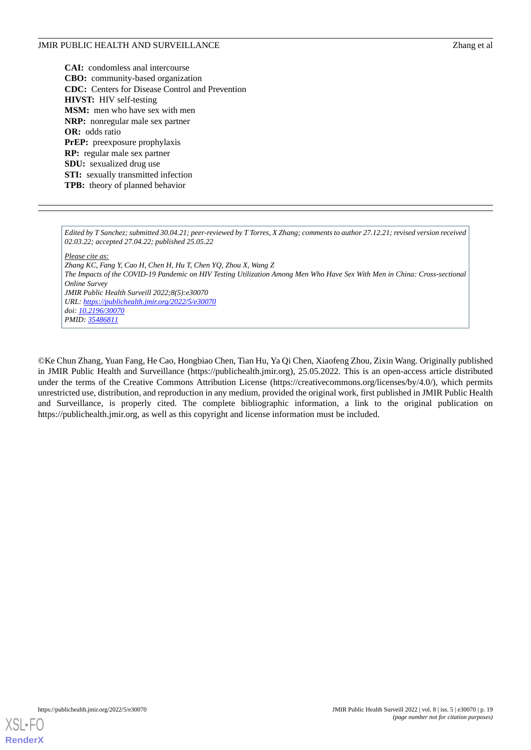**CAI:** condomless anal intercourse
**CBO:** community-based organization
**CDC:** Centers for Disease Control and Prevention
**HIVST:** HIV self-testing
**MSM:** men who have sex with men
**NRP:** nonregular male sex partner
**OR:** odds ratio
**PrEP:** preexposure prophylaxis
**RP:** regular male sex partner
**SDU:** sexualized drug use
**STI:** sexually transmitted infection
**TPB:** theory of planned behavior

---

*Edited by T Sanchez; submitted 30.04.21; peer-reviewed by T Torres, X Zhang; comments to author 27.12.21; revised version received 02.03.22; accepted 27.04.22; published 25.05.22*

*Please cite as:*
*Zhang KC, Fang Y, Cao H, Chen H, Hu T, Chen YQ, Zhou X, Wang Z*
*The Impacts of the COVID-19 Pandemic on HIV Testing Utilization Among Men Who Have Sex With Men in China: Cross-sectional Online Survey*
*JMIR Public Health Surveill 2022;8(5):e30070*
*URL: https://publichealth.jmir.org/2022/5/e30070*
*doi: 10.2196/30070*
*PMID: 35486811*

©Ke Chun Zhang, Yuan Fang, He Cao, Hongbiao Chen, Tian Hu, Ya Qi Chen, Xiaofeng Zhou, Zixin Wang. Originally published in JMIR Public Health and Surveillance (https://publichealth.jmir.org), 25.05.2022. This is an open-access article distributed under the terms of the Creative Commons Attribution License (https://creativecommons.org/licenses/by/4.0/), which permits unrestricted use, distribution, and reproduction in any medium, provided the original work, first published in JMIR Public Health and Surveillance, is properly cited. The complete bibliographic information, a link to the original publication on https://publichealth.jmir.org, as well as this copyright and license information must be included.